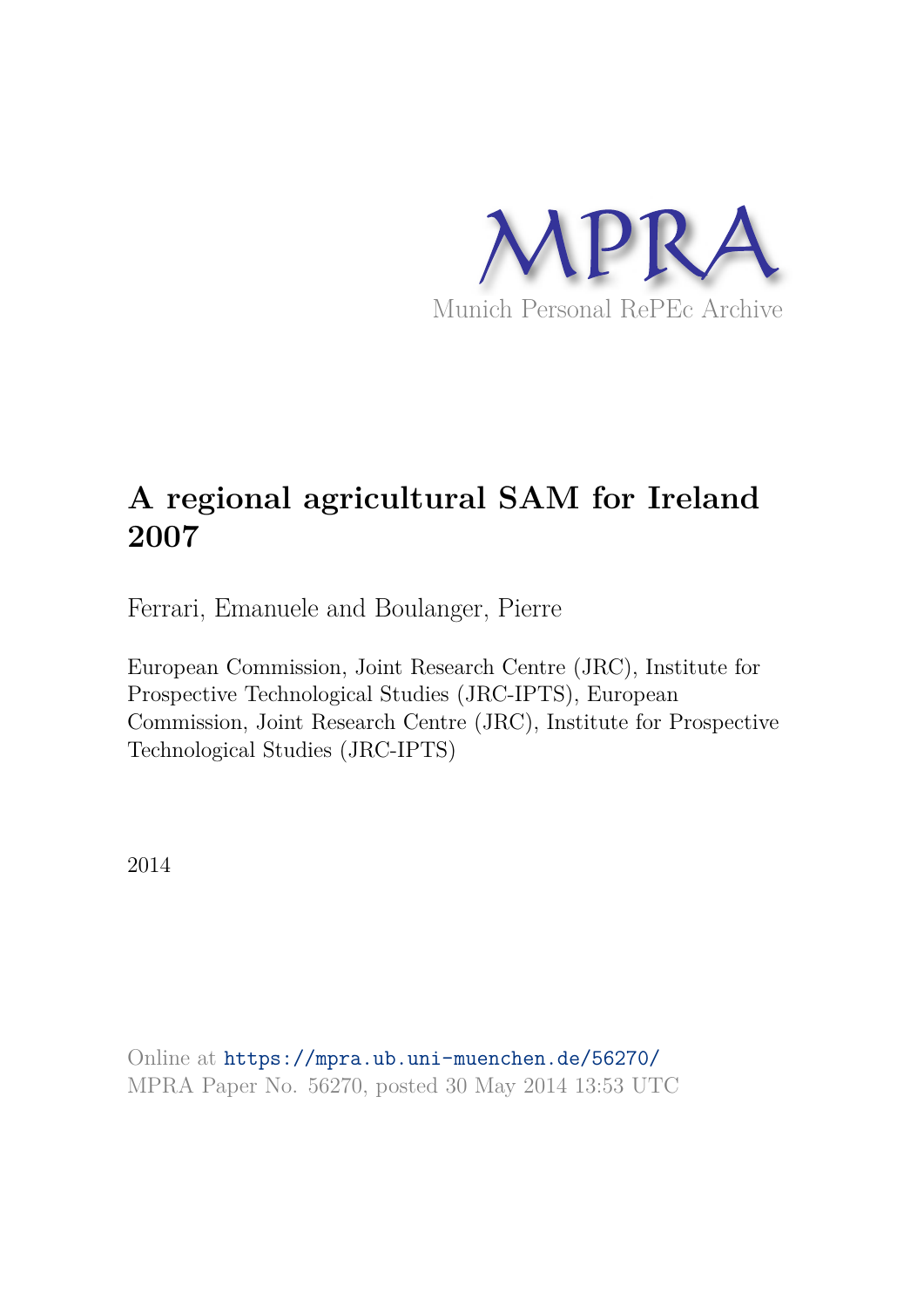MPRA

Munich Personal RePEc Archive

# A regional agricultural SAM for Ireland 2007

Ferrari, Emanuele and Boulanger, Pierre

European Commission, Joint Research Centre (JRC), Institute for Prospective Technological Studies (JRC-IPTS), European Commission, Joint Research Centre (JRC), Institute for Prospective Technological Studies (JRC-IPTS)

2014

Online at https://mpra.ub.uni-muenchen.de/56270/
MPRA Paper No. 56270, posted 30 May 2014 13:53 UTC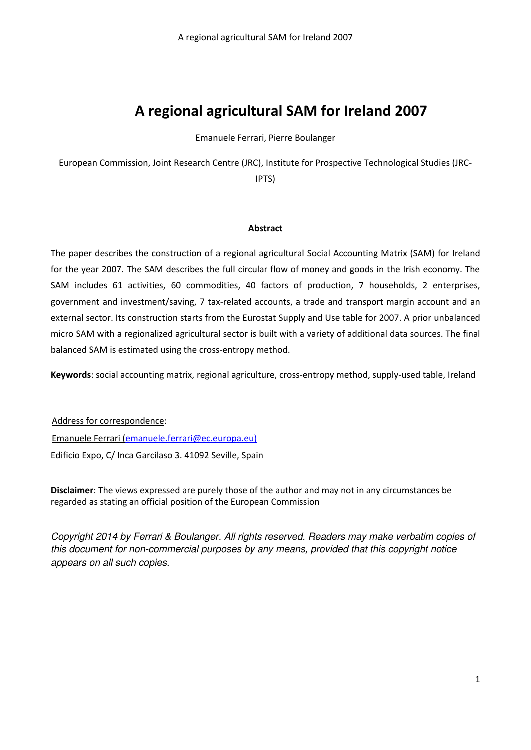# A regional agricultural SAM for Ireland 2007

Emanuele Ferrari, Pierre Boulanger

European Commission, Joint Research Centre (JRC), Institute for Prospective Technological Studies (JRC-IPTS)

**Abstract**

The paper describes the construction of a regional agricultural Social Accounting Matrix (SAM) for Ireland for the year 2007. The SAM describes the full circular flow of money and goods in the Irish economy. The SAM includes 61 activities, 60 commodities, 40 factors of production, 7 households, 2 enterprises, government and investment/saving, 7 tax-related accounts, a trade and transport margin account and an external sector. Its construction starts from the Eurostat Supply and Use table for 2007. A prior unbalanced micro SAM with a regionalized agricultural sector is built with a variety of additional data sources. The final balanced SAM is estimated using the cross-entropy method.

**Keywords**: social accounting matrix, regional agriculture, cross-entropy method, supply-used table, Ireland

Address for correspondence:

Emanuele Ferrari (emanuele.ferrari@ec.europa.eu)

Edificio Expo, C/ Inca Garcilaso 3. 41092 Seville, Spain

**Disclaimer**: The views expressed are purely those of the author and may not in any circumstances be regarded as stating an official position of the European Commission

*Copyright 2014 by Ferrari & Boulanger. All rights reserved. Readers may make verbatim copies of this document for non-commercial purposes by any means, provided that this copyright notice appears on all such copies.*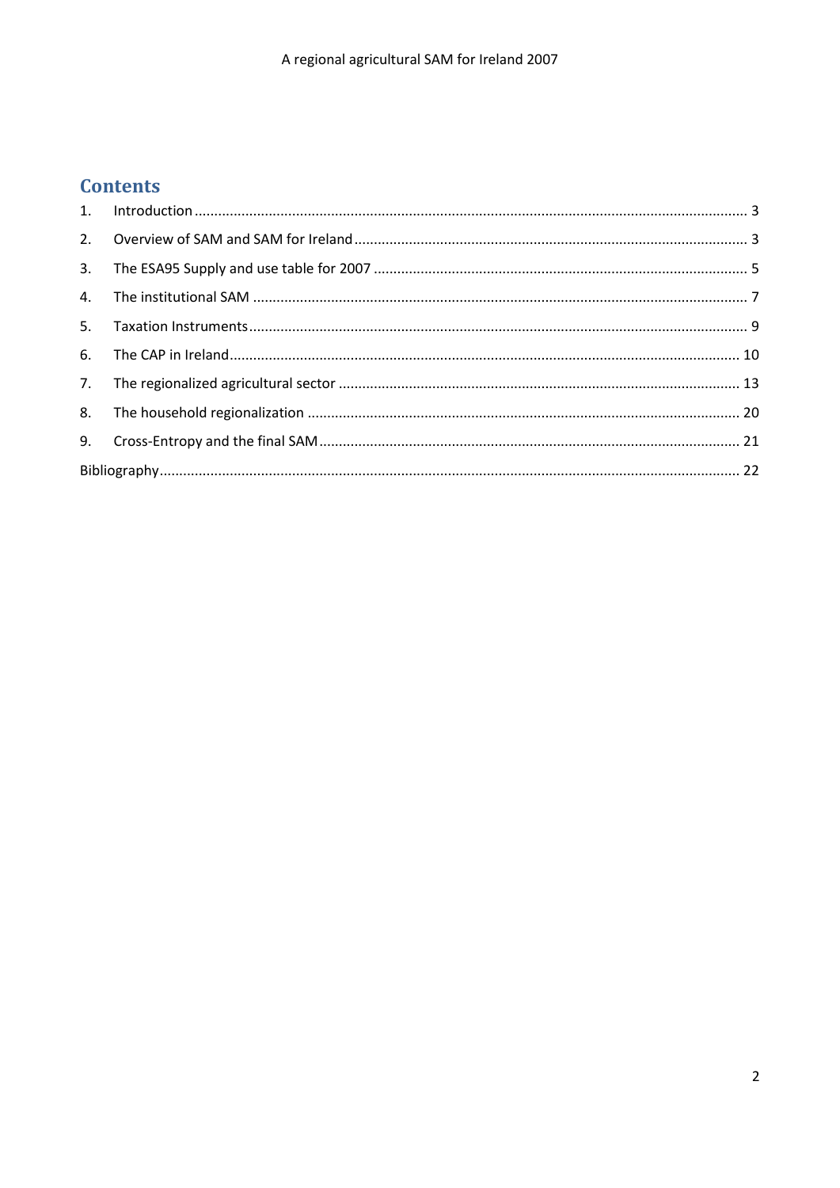# Contents

1. Introduction ........................................................................................................................................ 3
2. Overview of SAM and SAM for Ireland ................................................................................................. 3
3. The ESA95 Supply and use table for 2007 ............................................................................................ 5
4. The institutional SAM .......................................................................................................................... 7
5. Taxation Instruments ........................................................................................................................... 9
6. The CAP in Ireland .............................................................................................................................. 10
7. The regionalized agricultural sector .................................................................................................... 13
8. The household regionalization ........................................................................................................... 20
9. Cross-Entropy and the final SAM ........................................................................................................ 21

Bibliography ................................................................................................................................................ 22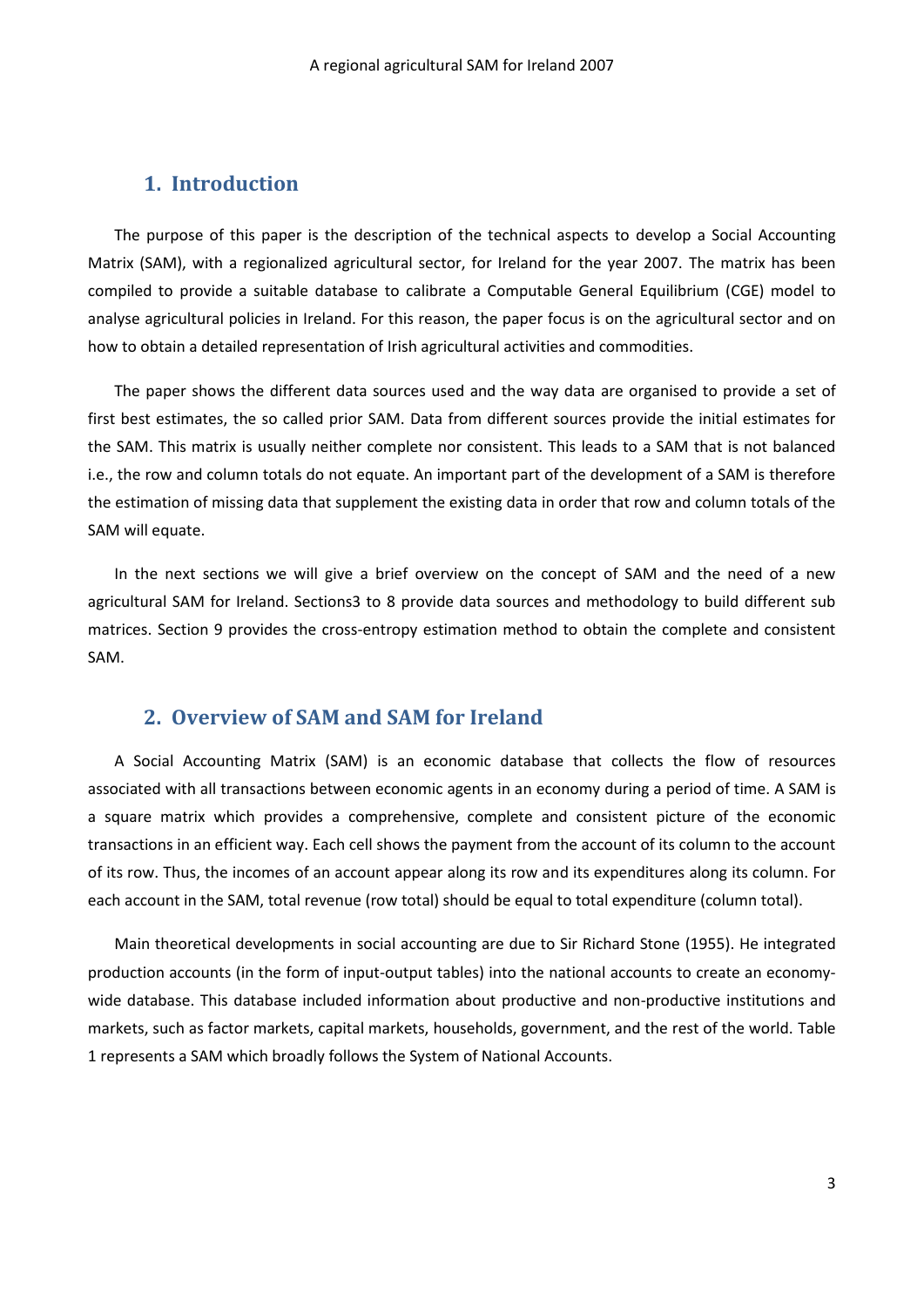## 1. Introduction

The purpose of this paper is the description of the technical aspects to develop a Social Accounting Matrix (SAM), with a regionalized agricultural sector, for Ireland for the year 2007. The matrix has been compiled to provide a suitable database to calibrate a Computable General Equilibrium (CGE) model to analyse agricultural policies in Ireland. For this reason, the paper focus is on the agricultural sector and on how to obtain a detailed representation of Irish agricultural activities and commodities.

The paper shows the different data sources used and the way data are organised to provide a set of first best estimates, the so called prior SAM. Data from different sources provide the initial estimates for the SAM. This matrix is usually neither complete nor consistent. This leads to a SAM that is not balanced i.e., the row and column totals do not equate. An important part of the development of a SAM is therefore the estimation of missing data that supplement the existing data in order that row and column totals of the SAM will equate.

In the next sections we will give a brief overview on the concept of SAM and the need of a new agricultural SAM for Ireland. Sections3 to 8 provide data sources and methodology to build different sub matrices. Section 9 provides the cross-entropy estimation method to obtain the complete and consistent SAM.

## 2. Overview of SAM and SAM for Ireland

A Social Accounting Matrix (SAM) is an economic database that collects the flow of resources associated with all transactions between economic agents in an economy during a period of time. A SAM is a square matrix which provides a comprehensive, complete and consistent picture of the economic transactions in an efficient way. Each cell shows the payment from the account of its column to the account of its row. Thus, the incomes of an account appear along its row and its expenditures along its column. For each account in the SAM, total revenue (row total) should be equal to total expenditure (column total).

Main theoretical developments in social accounting are due to Sir Richard Stone (1955). He integrated production accounts (in the form of input-output tables) into the national accounts to create an economy-wide database. This database included information about productive and non-productive institutions and markets, such as factor markets, capital markets, households, government, and the rest of the world. Table 1 represents a SAM which broadly follows the System of National Accounts.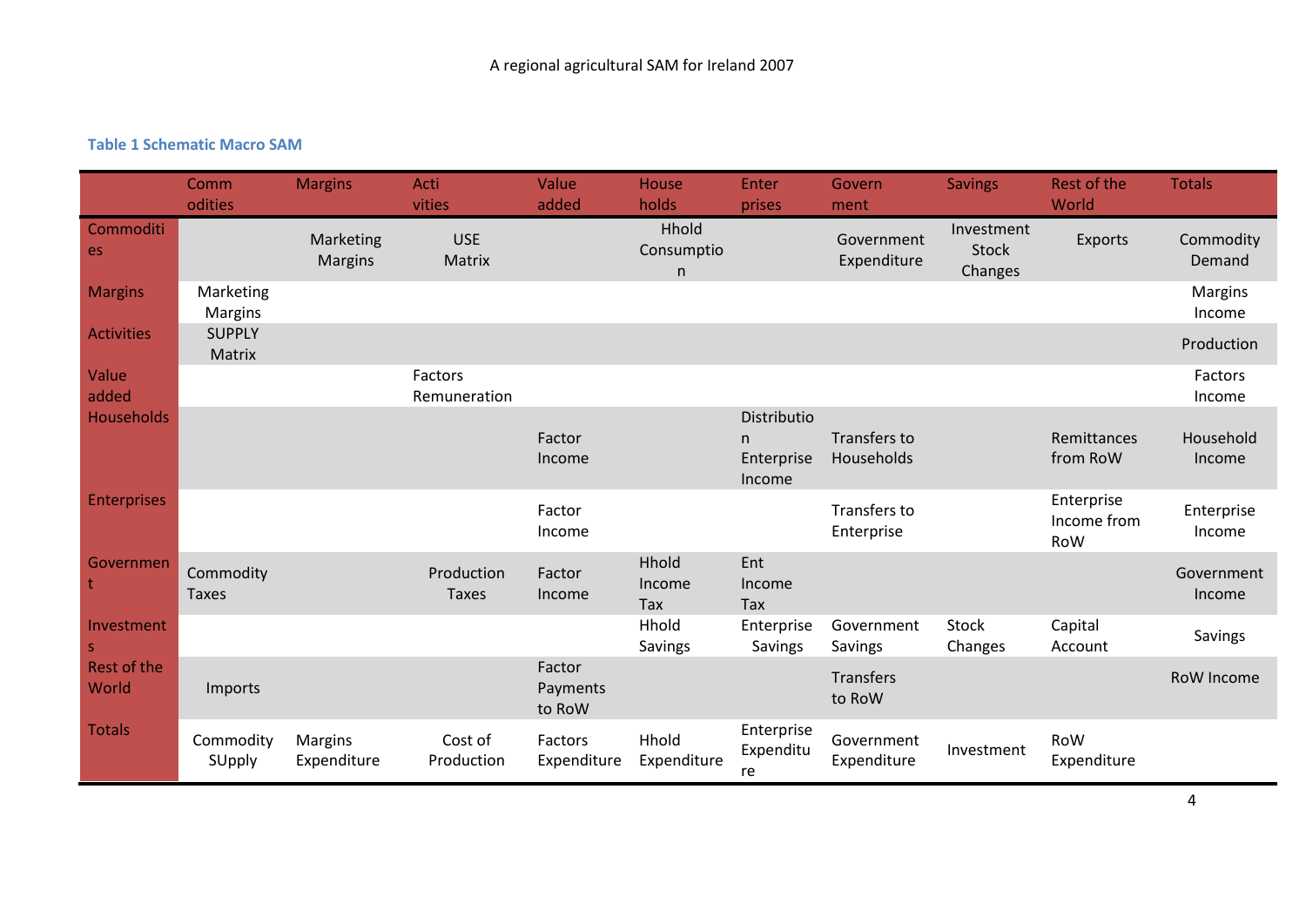**Table 1 Schematic Macro SAM**

| | Commodities | Margins | Activities | Value added | Households | Enterprises | Government | Savings | Rest of the World | Totals |
|---|---|---|---|---|---|---|---|---|---|---|
| Commodities | | Marketing Margins | USE Matrix | | Hhold Consumption | | Government Expenditure | Investment Stock Changes | Exports | Commodity Demand |
| Margins | Marketing Margins | | | | | | | | | Margins Income |
| Activities | SUPPLY Matrix | | | | | | | | | Production |
| Value added | | | Factors Remuneration | | | | | | | Factors Income |
| Households | | | | Factor Income | | Distribution Enterprise Income | Transfers to Households | | Remittances from RoW | Household Income |
| Enterprises | | | | Factor Income | | | Transfers to Enterprise | | Enterprise Income from RoW | Enterprise Income |
| Government | Commodity Taxes | | Production Taxes | Factor Income | Hhold Income Tax | Ent Income Tax | | | | Government Income |
| Investments | | | | | Hhold Savings | Enterprise Savings | Government Savings | Stock Changes | Capital Account | Savings |
| Rest of the World | Imports | | | Factor Payments to RoW | | | Transfers to RoW | | | RoW Income |
| Totals | Commodity SUpply | Margins Expenditure | Cost of Production | Factors Expenditure | Hhold Expenditure | Enterprise Expenditure | Government Expenditure | Investment | RoW Expenditure | |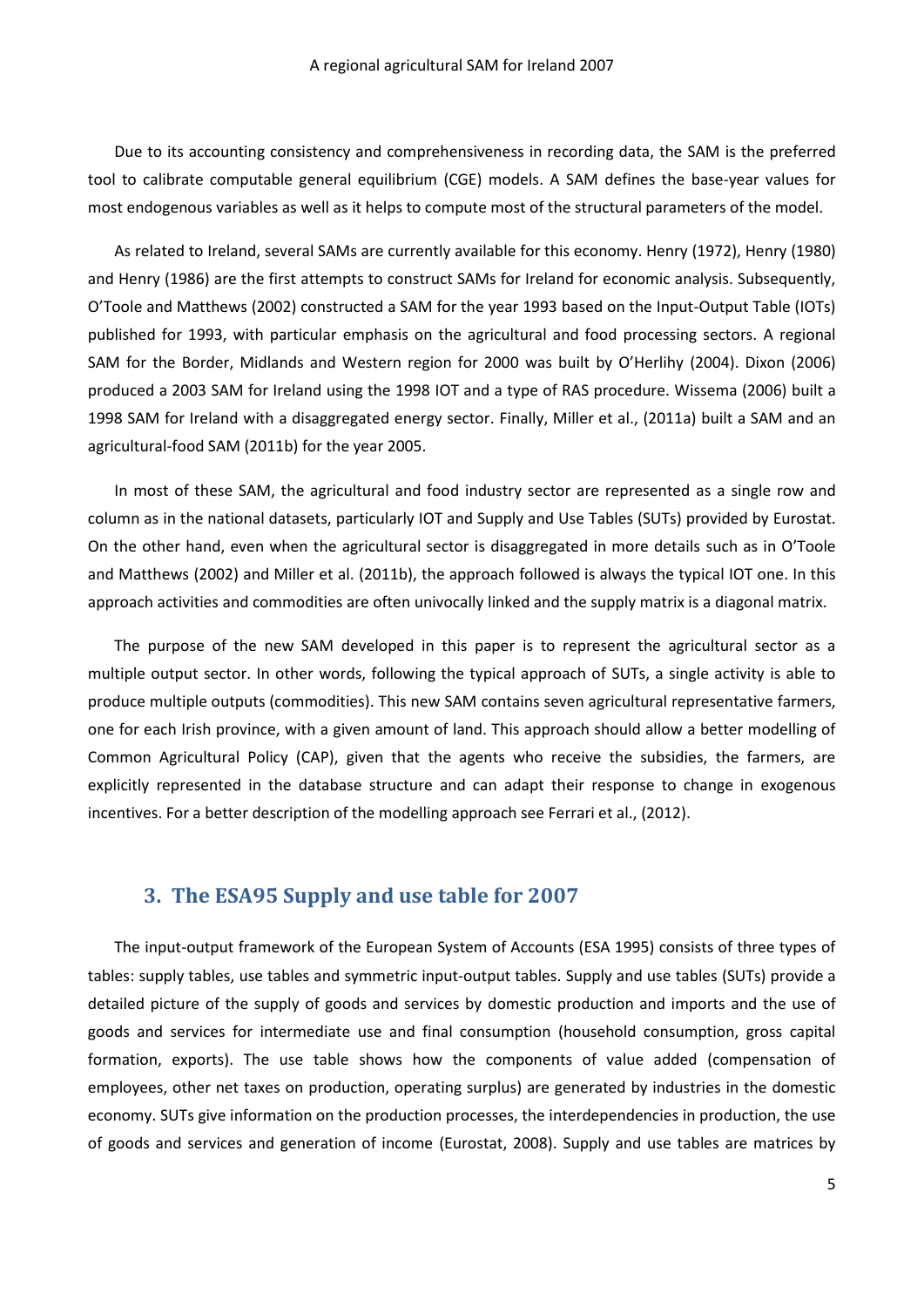Due to its accounting consistency and comprehensiveness in recording data, the SAM is the preferred tool to calibrate computable general equilibrium (CGE) models. A SAM defines the base-year values for most endogenous variables as well as it helps to compute most of the structural parameters of the model.

As related to Ireland, several SAMs are currently available for this economy. Henry (1972), Henry (1980) and Henry (1986) are the first attempts to construct SAMs for Ireland for economic analysis. Subsequently, O'Toole and Matthews (2002) constructed a SAM for the year 1993 based on the Input-Output Table (IOTs) published for 1993, with particular emphasis on the agricultural and food processing sectors. A regional SAM for the Border, Midlands and Western region for 2000 was built by O'Herlihy (2004). Dixon (2006) produced a 2003 SAM for Ireland using the 1998 IOT and a type of RAS procedure. Wissema (2006) built a 1998 SAM for Ireland with a disaggregated energy sector. Finally, Miller et al., (2011a) built a SAM and an agricultural-food SAM (2011b) for the year 2005.

In most of these SAM, the agricultural and food industry sector are represented as a single row and column as in the national datasets, particularly IOT and Supply and Use Tables (SUTs) provided by Eurostat. On the other hand, even when the agricultural sector is disaggregated in more details such as in O'Toole and Matthews (2002) and Miller et al. (2011b), the approach followed is always the typical IOT one. In this approach activities and commodities are often univocally linked and the supply matrix is a diagonal matrix.

The purpose of the new SAM developed in this paper is to represent the agricultural sector as a multiple output sector. In other words, following the typical approach of SUTs, a single activity is able to produce multiple outputs (commodities). This new SAM contains seven agricultural representative farmers, one for each Irish province, with a given amount of land. This approach should allow a better modelling of Common Agricultural Policy (CAP), given that the agents who receive the subsidies, the farmers, are explicitly represented in the database structure and can adapt their response to change in exogenous incentives. For a better description of the modelling approach see Ferrari et al., (2012).

## 3. The ESA95 Supply and use table for 2007

The input-output framework of the European System of Accounts (ESA 1995) consists of three types of tables: supply tables, use tables and symmetric input-output tables. Supply and use tables (SUTs) provide a detailed picture of the supply of goods and services by domestic production and imports and the use of goods and services for intermediate use and final consumption (household consumption, gross capital formation, exports). The use table shows how the components of value added (compensation of employees, other net taxes on production, operating surplus) are generated by industries in the domestic economy. SUTs give information on the production processes, the interdependencies in production, the use of goods and services and generation of income (Eurostat, 2008). Supply and use tables are matrices by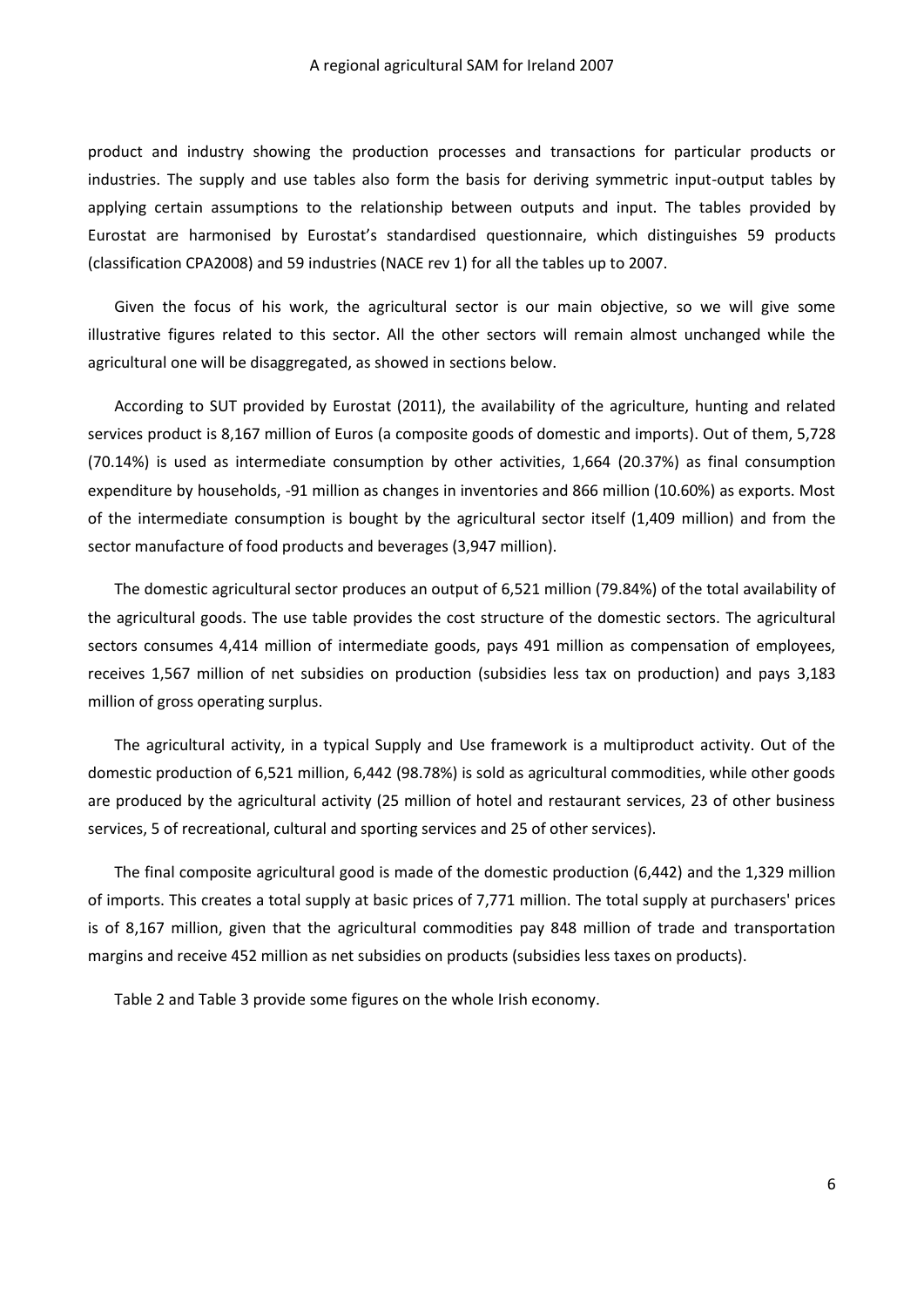product and industry showing the production processes and transactions for particular products or industries. The supply and use tables also form the basis for deriving symmetric input-output tables by applying certain assumptions to the relationship between outputs and input. The tables provided by Eurostat are harmonised by Eurostat's standardised questionnaire, which distinguishes 59 products (classification CPA2008) and 59 industries (NACE rev 1) for all the tables up to 2007.

Given the focus of his work, the agricultural sector is our main objective, so we will give some illustrative figures related to this sector. All the other sectors will remain almost unchanged while the agricultural one will be disaggregated, as showed in sections below.

According to SUT provided by Eurostat (2011), the availability of the agriculture, hunting and related services product is 8,167 million of Euros (a composite goods of domestic and imports). Out of them, 5,728 (70.14%) is used as intermediate consumption by other activities, 1,664 (20.37%) as final consumption expenditure by households, -91 million as changes in inventories and 866 million (10.60%) as exports. Most of the intermediate consumption is bought by the agricultural sector itself (1,409 million) and from the sector manufacture of food products and beverages (3,947 million).

The domestic agricultural sector produces an output of 6,521 million (79.84%) of the total availability of the agricultural goods. The use table provides the cost structure of the domestic sectors. The agricultural sectors consumes 4,414 million of intermediate goods, pays 491 million as compensation of employees, receives 1,567 million of net subsidies on production (subsidies less tax on production) and pays 3,183 million of gross operating surplus.

The agricultural activity, in a typical Supply and Use framework is a multiproduct activity. Out of the domestic production of 6,521 million, 6,442 (98.78%) is sold as agricultural commodities, while other goods are produced by the agricultural activity (25 million of hotel and restaurant services, 23 of other business services, 5 of recreational, cultural and sporting services and 25 of other services).

The final composite agricultural good is made of the domestic production (6,442) and the 1,329 million of imports. This creates a total supply at basic prices of 7,771 million. The total supply at purchasers' prices is of 8,167 million, given that the agricultural commodities pay 848 million of trade and transportation margins and receive 452 million as net subsidies on products (subsidies less taxes on products).

Table 2 and Table 3 provide some figures on the whole Irish economy.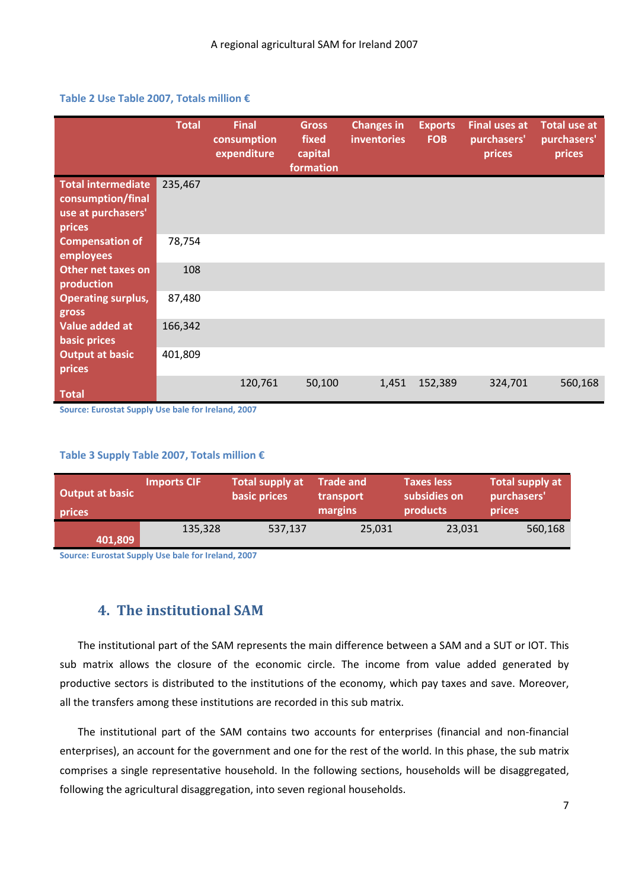**Table 2 Use Table 2007, Totals million €**

| | Total | Final consumption expenditure | Gross fixed capital formation | Changes in inventories | Exports FOB | Final uses at purchasers' prices | Total use at purchasers' prices |
|---|---|---|---|---|---|---|---|
| **Total intermediate consumption/final use at purchasers' prices** | 235,467 | | | | | | |
| **Compensation of employees** | 78,754 | | | | | | |
| **Other net taxes on production** | 108 | | | | | | |
| **Operating surplus, gross** | 87,480 | | | | | | |
| **Value added at basic prices** | 166,342 | | | | | | |
| **Output at basic prices** | 401,809 | | | | | | |
| **Total** | | 120,761 | 50,100 | 1,451 | 152,389 | 324,701 | 560,168 |

Source: Eurostat Supply Use bale for Ireland, 2007

**Table 3 Supply Table 2007, Totals million €**

| Output at basic prices | Imports CIF | Total supply at basic prices | Trade and transport margins | Taxes less subsidies on products | Total supply at purchasers' prices |
|---|---|---|---|---|---|
| 401,809 | 135,328 | 537,137 | 25,031 | 23,031 | 560,168 |

Source: Eurostat Supply Use bale for Ireland, 2007

## 4. The institutional SAM

The institutional part of the SAM represents the main difference between a SAM and a SUT or IOT. This sub matrix allows the closure of the economic circle. The income from value added generated by productive sectors is distributed to the institutions of the economy, which pay taxes and save. Moreover, all the transfers among these institutions are recorded in this sub matrix.

The institutional part of the SAM contains two accounts for enterprises (financial and non-financial enterprises), an account for the government and one for the rest of the world. In this phase, the sub matrix comprises a single representative household. In the following sections, households will be disaggregated, following the agricultural disaggregation, into seven regional households.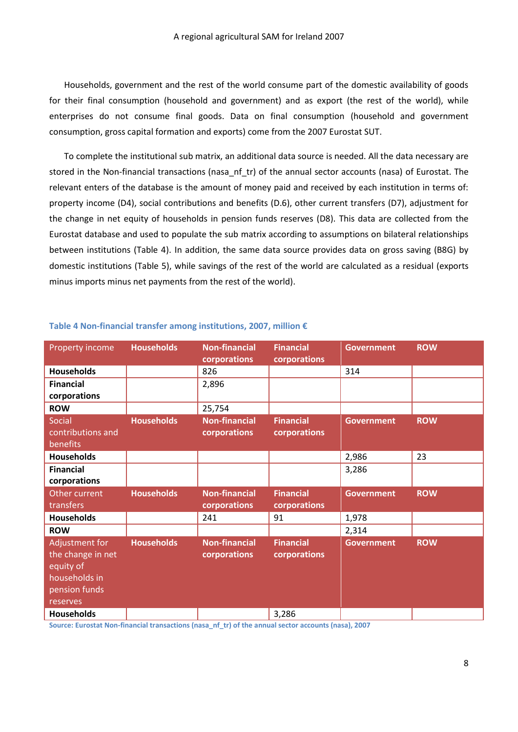Households, government and the rest of the world consume part of the domestic availability of goods for their final consumption (household and government) and as export (the rest of the world), while enterprises do not consume final goods. Data on final consumption (household and government consumption, gross capital formation and exports) come from the 2007 Eurostat SUT.

To complete the institutional sub matrix, an additional data source is needed. All the data necessary are stored in the Non-financial transactions (nasa_nf_tr) of the annual sector accounts (nasa) of Eurostat. The relevant enters of the database is the amount of money paid and received by each institution in terms of: property income (D4), social contributions and benefits (D.6), other current transfers (D7), adjustment for the change in net equity of households in pension funds reserves (D8). This data are collected from the Eurostat database and used to populate the sub matrix according to assumptions on bilateral relationships between institutions (Table 4). In addition, the same data source provides data on gross saving (B8G) by domestic institutions (Table 5), while savings of the rest of the world are calculated as a residual (exports minus imports minus net payments from the rest of the world).

**Table 4 Non-financial transfer among institutions, 2007, million €**

| Property income | Households | Non-financial corporations | Financial corporations | Government | ROW |
|---|---|---|---|---|---|
| **Households** | | 826 | | 314 | |
| **Financial corporations** | | 2,896 | | | |
| **ROW** | | 25,754 | | | |
| **Social contributions and benefits** | **Households** | **Non-financial corporations** | **Financial corporations** | **Government** | **ROW** |
| **Households** | | | | 2,986 | 23 |
| **Financial corporations** | | | | 3,286 | |
| **Other current transfers** | **Households** | **Non-financial corporations** | **Financial corporations** | **Government** | **ROW** |
| **Households** | | 241 | 91 | 1,978 | |
| **ROW** | | | | 2,314 | |
| **Adjustment for the change in net equity of households in pension funds reserves** | **Households** | **Non-financial corporations** | **Financial corporations** | **Government** | **ROW** |
| **Households** | | | 3,286 | | |

Source: Eurostat Non-financial transactions (nasa_nf_tr) of the annual sector accounts (nasa), 2007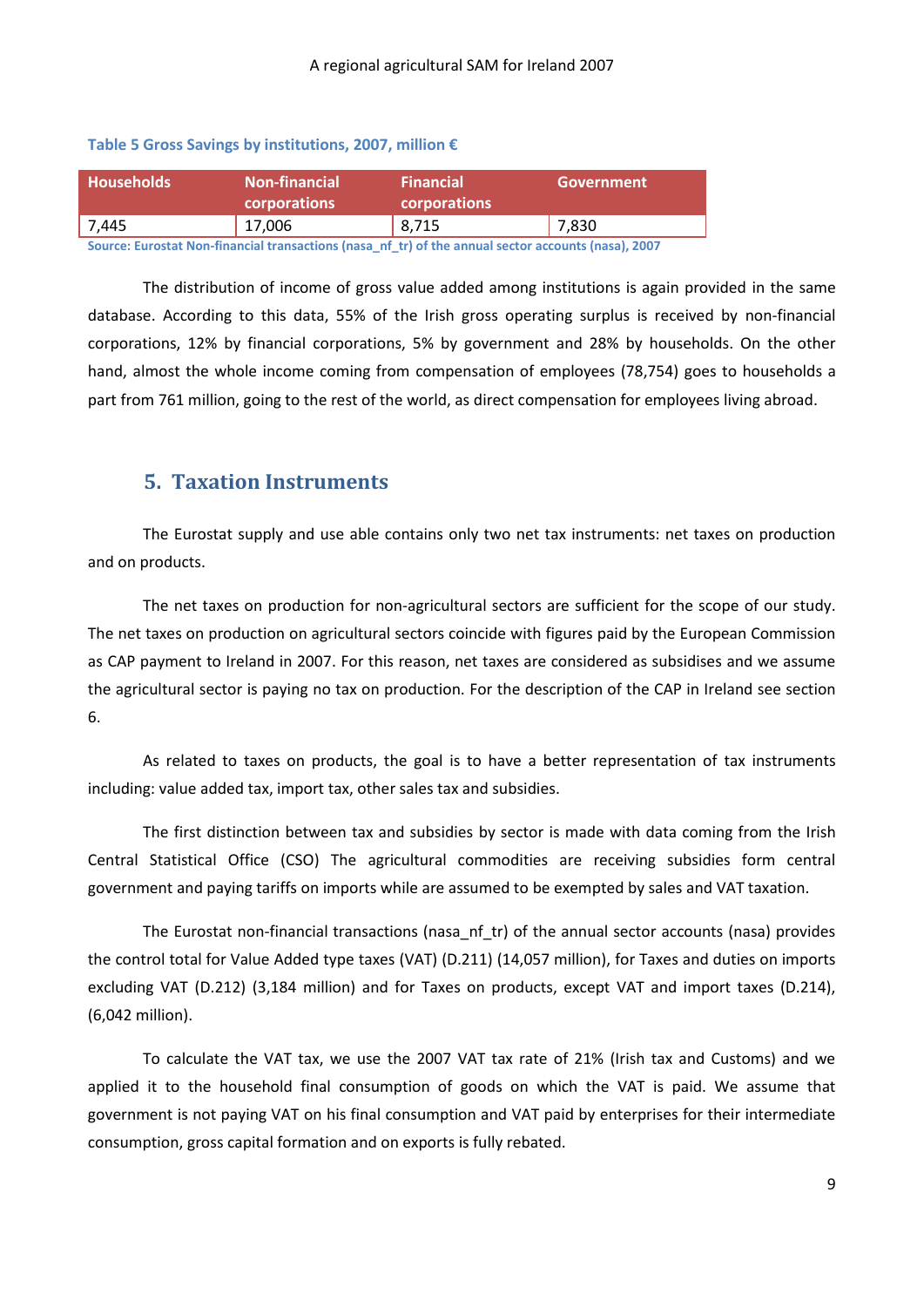**Table 5 Gross Savings by institutions, 2007, million €**

| Households | Non-financial corporations | Financial corporations | Government |
|---|---|---|---|
| 7,445 | 17,006 | 8,715 | 7,830 |

Source: Eurostat Non-financial transactions (nasa_nf_tr) of the annual sector accounts (nasa), 2007

The distribution of income of gross value added among institutions is again provided in the same database. According to this data, 55% of the Irish gross operating surplus is received by non-financial corporations, 12% by financial corporations, 5% by government and 28% by households. On the other hand, almost the whole income coming from compensation of employees (78,754) goes to households a part from 761 million, going to the rest of the world, as direct compensation for employees living abroad.

## 5. Taxation Instruments

The Eurostat supply and use able contains only two net tax instruments: net taxes on production and on products.

The net taxes on production for non-agricultural sectors are sufficient for the scope of our study. The net taxes on production on agricultural sectors coincide with figures paid by the European Commission as CAP payment to Ireland in 2007. For this reason, net taxes are considered as subsidises and we assume the agricultural sector is paying no tax on production. For the description of the CAP in Ireland see section 6.

As related to taxes on products, the goal is to have a better representation of tax instruments including: value added tax, import tax, other sales tax and subsidies.

The first distinction between tax and subsidies by sector is made with data coming from the Irish Central Statistical Office (CSO) The agricultural commodities are receiving subsidies form central government and paying tariffs on imports while are assumed to be exempted by sales and VAT taxation.

The Eurostat non-financial transactions (nasa_nf_tr) of the annual sector accounts (nasa) provides the control total for Value Added type taxes (VAT) (D.211) (14,057 million), for Taxes and duties on imports excluding VAT (D.212) (3,184 million) and for Taxes on products, except VAT and import taxes (D.214), (6,042 million).

To calculate the VAT tax, we use the 2007 VAT tax rate of 21% (Irish tax and Customs) and we applied it to the household final consumption of goods on which the VAT is paid. We assume that government is not paying VAT on his final consumption and VAT paid by enterprises for their intermediate consumption, gross capital formation and on exports is fully rebated.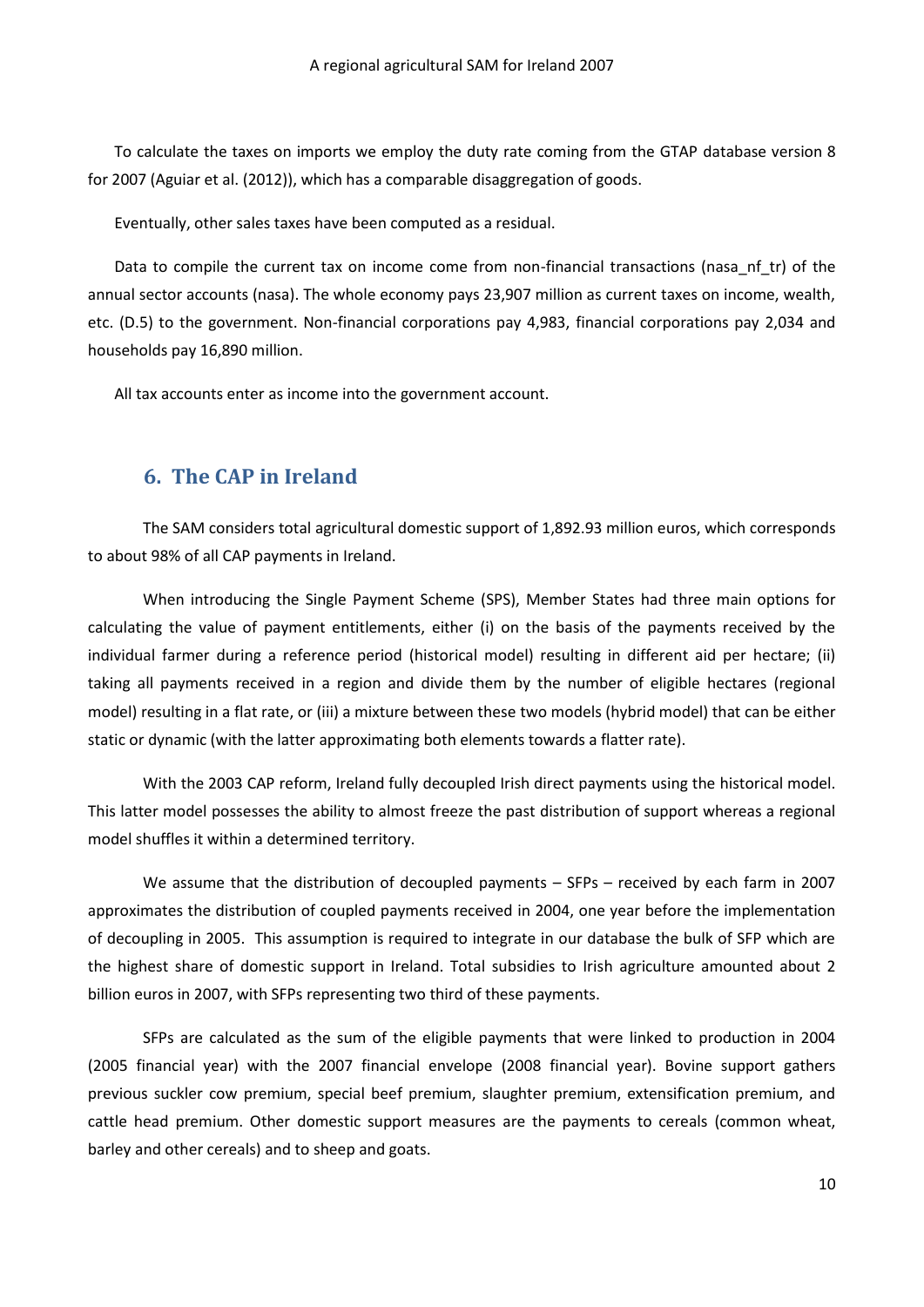To calculate the taxes on imports we employ the duty rate coming from the GTAP database version 8 for 2007 (Aguiar et al. (2012)), which has a comparable disaggregation of goods.

Eventually, other sales taxes have been computed as a residual.

Data to compile the current tax on income come from non-financial transactions (nasa_nf_tr) of the annual sector accounts (nasa). The whole economy pays 23,907 million as current taxes on income, wealth, etc. (D.5) to the government. Non-financial corporations pay 4,983, financial corporations pay 2,034 and households pay 16,890 million.

All tax accounts enter as income into the government account.

## 6. The CAP in Ireland

The SAM considers total agricultural domestic support of 1,892.93 million euros, which corresponds to about 98% of all CAP payments in Ireland.

When introducing the Single Payment Scheme (SPS), Member States had three main options for calculating the value of payment entitlements, either (i) on the basis of the payments received by the individual farmer during a reference period (historical model) resulting in different aid per hectare; (ii) taking all payments received in a region and divide them by the number of eligible hectares (regional model) resulting in a flat rate, or (iii) a mixture between these two models (hybrid model) that can be either static or dynamic (with the latter approximating both elements towards a flatter rate).

With the 2003 CAP reform, Ireland fully decoupled Irish direct payments using the historical model. This latter model possesses the ability to almost freeze the past distribution of support whereas a regional model shuffles it within a determined territory.

We assume that the distribution of decoupled payments – SFPs – received by each farm in 2007 approximates the distribution of coupled payments received in 2004, one year before the implementation of decoupling in 2005. This assumption is required to integrate in our database the bulk of SFP which are the highest share of domestic support in Ireland. Total subsidies to Irish agriculture amounted about 2 billion euros in 2007, with SFPs representing two third of these payments.

SFPs are calculated as the sum of the eligible payments that were linked to production in 2004 (2005 financial year) with the 2007 financial envelope (2008 financial year). Bovine support gathers previous suckler cow premium, special beef premium, slaughter premium, extensification premium, and cattle head premium. Other domestic support measures are the payments to cereals (common wheat, barley and other cereals) and to sheep and goats.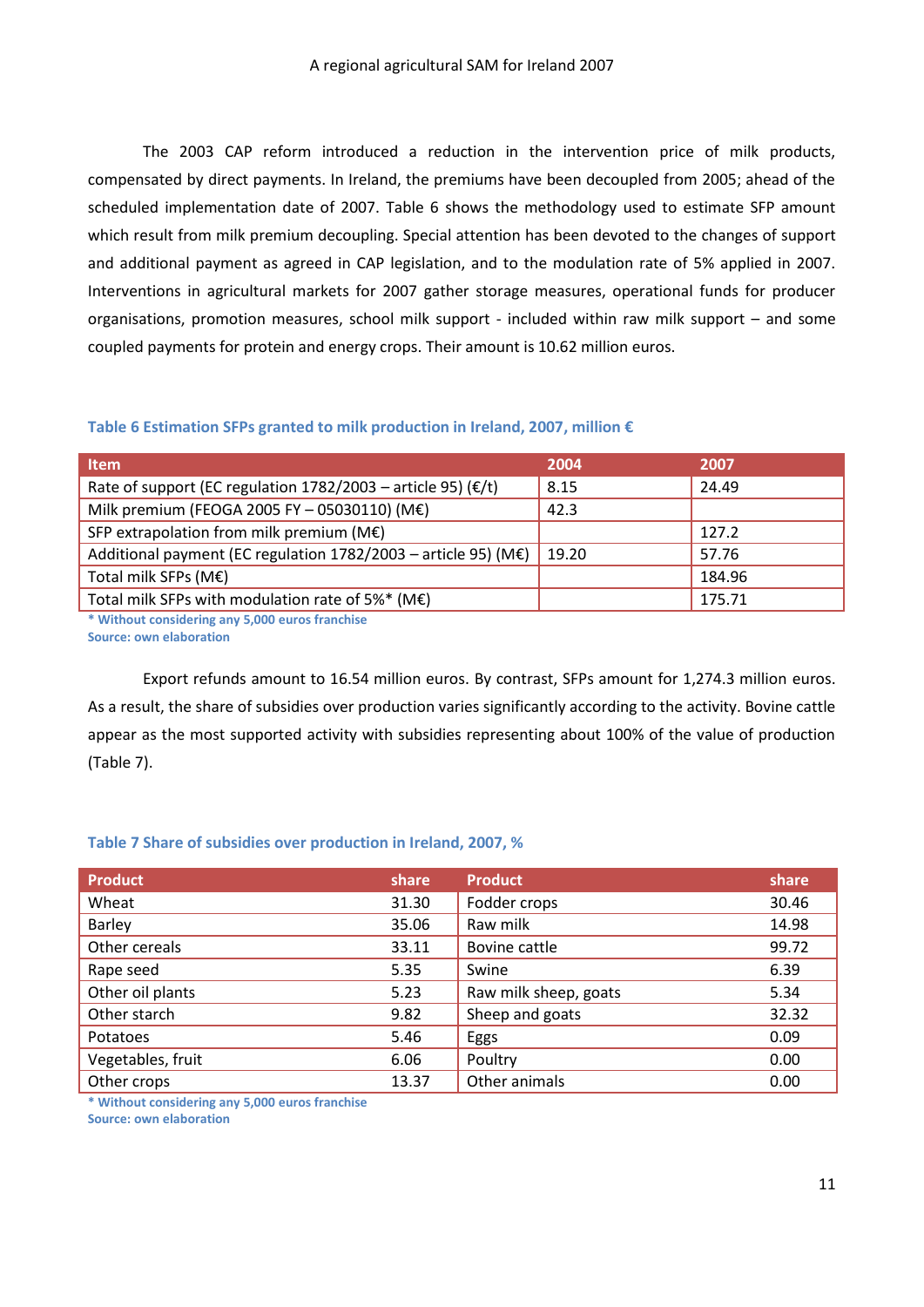The 2003 CAP reform introduced a reduction in the intervention price of milk products, compensated by direct payments. In Ireland, the premiums have been decoupled from 2005; ahead of the scheduled implementation date of 2007. Table 6 shows the methodology used to estimate SFP amount which result from milk premium decoupling. Special attention has been devoted to the changes of support and additional payment as agreed in CAP legislation, and to the modulation rate of 5% applied in 2007. Interventions in agricultural markets for 2007 gather storage measures, operational funds for producer organisations, promotion measures, school milk support - included within raw milk support – and some coupled payments for protein and energy crops. Their amount is 10.62 million euros.

**Table 6 Estimation SFPs granted to milk production in Ireland, 2007, million €**

| Item | 2004 | 2007 |
|---|---|---|
| Rate of support (EC regulation 1782/2003 – article 95) (€/t) | 8.15 | 24.49 |
| Milk premium (FEOGA 2005 FY – 05030110) (M€) | 42.3 | |
| SFP extrapolation from milk premium (M€) | | 127.2 |
| Additional payment (EC regulation 1782/2003 – article 95) (M€) | 19.20 | 57.76 |
| Total milk SFPs (M€) | | 184.96 |
| Total milk SFPs with modulation rate of 5%* (M€) | | 175.71 |

\* Without considering any 5,000 euros franchise
Source: own elaboration

Export refunds amount to 16.54 million euros. By contrast, SFPs amount for 1,274.3 million euros. As a result, the share of subsidies over production varies significantly according to the activity. Bovine cattle appear as the most supported activity with subsidies representing about 100% of the value of production (Table 7).

**Table 7 Share of subsidies over production in Ireland, 2007, %**

| Product | share | Product | share |
|---|---|---|---|
| Wheat | 31.30 | Fodder crops | 30.46 |
| Barley | 35.06 | Raw milk | 14.98 |
| Other cereals | 33.11 | Bovine cattle | 99.72 |
| Rape seed | 5.35 | Swine | 6.39 |
| Other oil plants | 5.23 | Raw milk sheep, goats | 5.34 |
| Other starch | 9.82 | Sheep and goats | 32.32 |
| Potatoes | 5.46 | Eggs | 0.09 |
| Vegetables, fruit | 6.06 | Poultry | 0.00 |
| Other crops | 13.37 | Other animals | 0.00 |

\* Without considering any 5,000 euros franchise
Source: own elaboration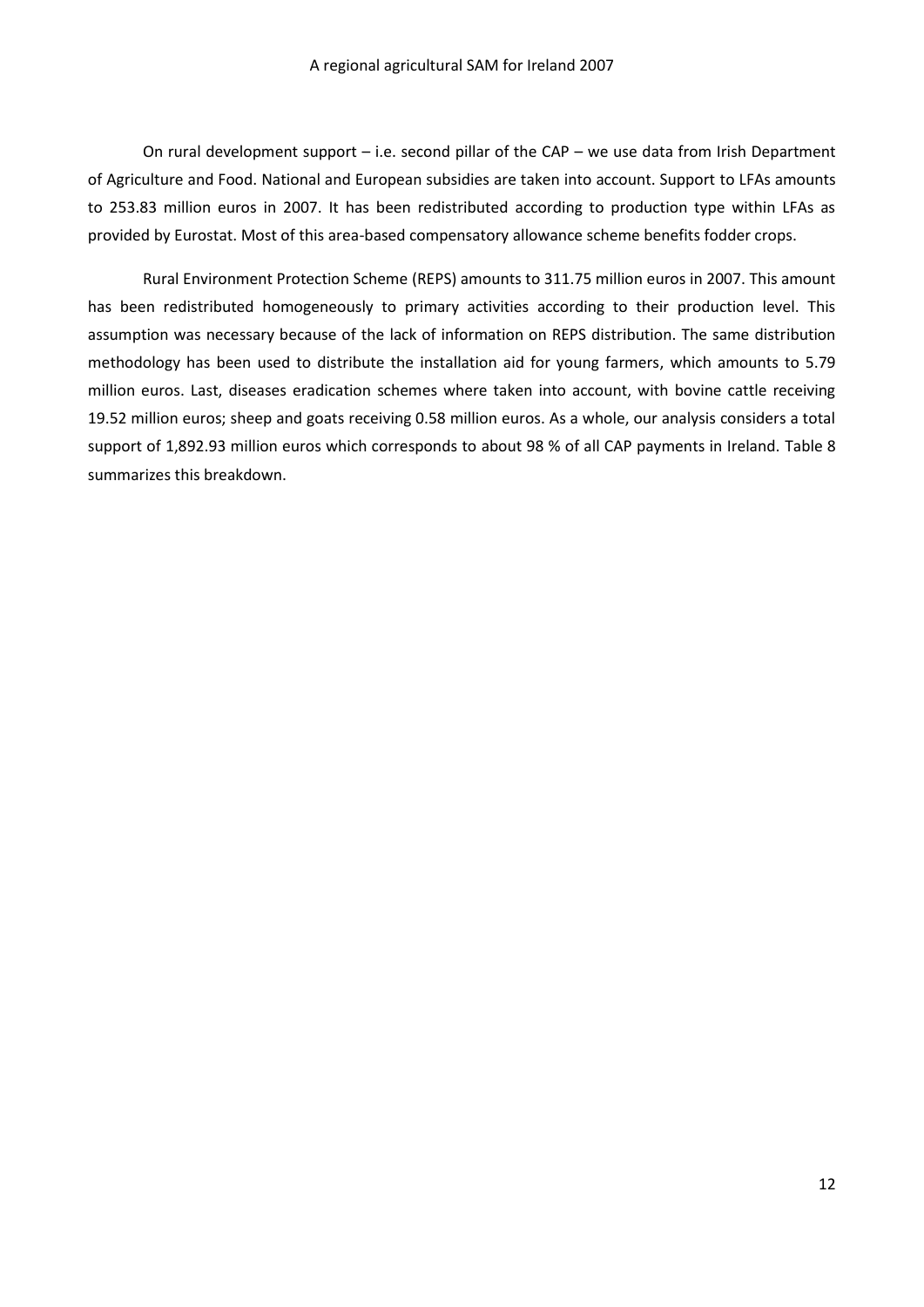On rural development support – i.e. second pillar of the CAP – we use data from Irish Department of Agriculture and Food. National and European subsidies are taken into account. Support to LFAs amounts to 253.83 million euros in 2007. It has been redistributed according to production type within LFAs as provided by Eurostat. Most of this area-based compensatory allowance scheme benefits fodder crops.

Rural Environment Protection Scheme (REPS) amounts to 311.75 million euros in 2007. This amount has been redistributed homogeneously to primary activities according to their production level. This assumption was necessary because of the lack of information on REPS distribution. The same distribution methodology has been used to distribute the installation aid for young farmers, which amounts to 5.79 million euros. Last, diseases eradication schemes where taken into account, with bovine cattle receiving 19.52 million euros; sheep and goats receiving 0.58 million euros. As a whole, our analysis considers a total support of 1,892.93 million euros which corresponds to about 98 % of all CAP payments in Ireland. Table 8 summarizes this breakdown.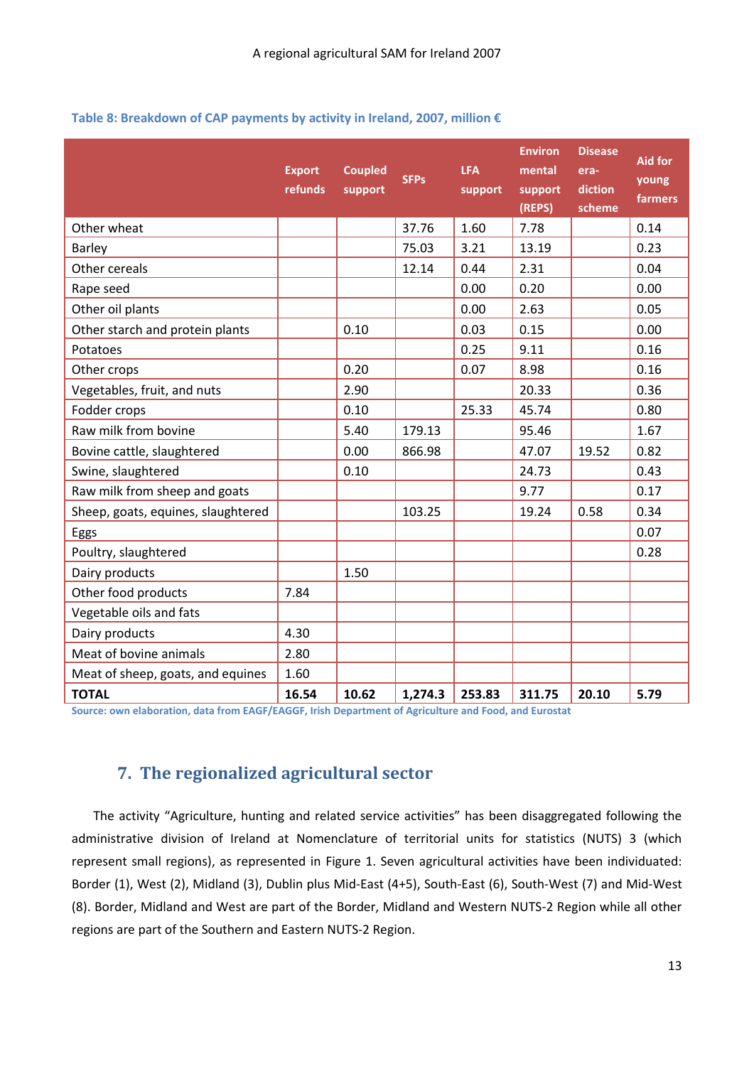**Table 8: Breakdown of CAP payments by activity in Ireland, 2007, million €**

| | Export refunds | Coupled support | SFPs | LFA support | Environmental support (REPS) | Disease era-diction scheme | Aid for young farmers |
|---|---|---|---|---|---|---|---|
| Other wheat | | | 37.76 | 1.60 | 7.78 | | 0.14 |
| Barley | | | 75.03 | 3.21 | 13.19 | | 0.23 |
| Other cereals | | | 12.14 | 0.44 | 2.31 | | 0.04 |
| Rape seed | | | | 0.00 | 0.20 | | 0.00 |
| Other oil plants | | | | 0.00 | 2.63 | | 0.05 |
| Other starch and protein plants | | 0.10 | | 0.03 | 0.15 | | 0.00 |
| Potatoes | | | | 0.25 | 9.11 | | 0.16 |
| Other crops | | 0.20 | | 0.07 | 8.98 | | 0.16 |
| Vegetables, fruit, and nuts | | 2.90 | | | 20.33 | | 0.36 |
| Fodder crops | | 0.10 | | 25.33 | 45.74 | | 0.80 |
| Raw milk from bovine | | 5.40 | 179.13 | | 95.46 | | 1.67 |
| Bovine cattle, slaughtered | | 0.00 | 866.98 | | 47.07 | 19.52 | 0.82 |
| Swine, slaughtered | | 0.10 | | | 24.73 | | 0.43 |
| Raw milk from sheep and goats | | | | | 9.77 | | 0.17 |
| Sheep, goats, equines, slaughtered | | | 103.25 | | 19.24 | 0.58 | 0.34 |
| Eggs | | | | | | | 0.07 |
| Poultry, slaughtered | | | | | | | 0.28 |
| Dairy products | | 1.50 | | | | | |
| Other food products | 7.84 | | | | | | |
| Vegetable oils and fats | | | | | | | |
| Dairy products | 4.30 | | | | | | |
| Meat of bovine animals | 2.80 | | | | | | |
| Meat of sheep, goats, and equines | 1.60 | | | | | | |
| **TOTAL** | **16.54** | **10.62** | **1,274.3** | **253.83** | **311.75** | **20.10** | **5.79** |

Source: own elaboration, data from EAGF/EAGGF, Irish Department of Agriculture and Food, and Eurostat

## 7. The regionalized agricultural sector

The activity "Agriculture, hunting and related service activities" has been disaggregated following the administrative division of Ireland at Nomenclature of territorial units for statistics (NUTS) 3 (which represent small regions), as represented in Figure 1. Seven agricultural activities have been individuated: Border (1), West (2), Midland (3), Dublin plus Mid-East (4+5), South-East (6), South-West (7) and Mid-West (8). Border, Midland and West are part of the Border, Midland and Western NUTS-2 Region while all other regions are part of the Southern and Eastern NUTS-2 Region.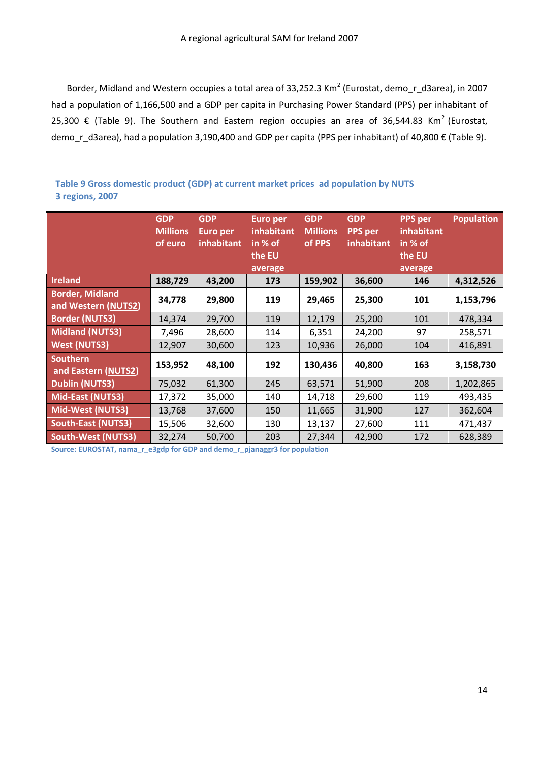Border, Midland and Western occupies a total area of 33,252.3 Km$^2$ (Eurostat, demo_r_d3area), in 2007 had a population of 1,166,500 and a GDP per capita in Purchasing Power Standard (PPS) per inhabitant of 25,300 € (Table 9). The Southern and Eastern region occupies an area of 36,544.83 Km$^2$ (Eurostat, demo_r_d3area), had a population 3,190,400 and GDP per capita (PPS per inhabitant) of 40,800 € (Table 9).

**Table 9 Gross domestic product (GDP) at current market prices ad population by NUTS 3 regions, 2007**

| | GDP Millions of euro | GDP Euro per inhabitant | Euro per inhabitant in % of the EU average | GDP Millions of PPS | GDP PPS per inhabitant | PPS per inhabitant in % of the EU average | Population |
|---|---|---|---|---|---|---|---|
| **Ireland** | **188,729** | **43,200** | **173** | **159,902** | **36,600** | **146** | **4,312,526** |
| **Border, Midland and Western (NUTS2)** | **34,778** | **29,800** | **119** | **29,465** | **25,300** | **101** | **1,153,796** |
| Border (NUTS3) | 14,374 | 29,700 | 119 | 12,179 | 25,200 | 101 | 478,334 |
| Midland (NUTS3) | 7,496 | 28,600 | 114 | 6,351 | 24,200 | 97 | 258,571 |
| West (NUTS3) | 12,907 | 30,600 | 123 | 10,936 | 26,000 | 104 | 416,891 |
| **Southern and Eastern (NUTS2)** | **153,952** | **48,100** | **192** | **130,436** | **40,800** | **163** | **3,158,730** |
| Dublin (NUTS3) | 75,032 | 61,300 | 245 | 63,571 | 51,900 | 208 | 1,202,865 |
| Mid-East (NUTS3) | 17,372 | 35,000 | 140 | 14,718 | 29,600 | 119 | 493,435 |
| Mid-West (NUTS3) | 13,768 | 37,600 | 150 | 11,665 | 31,900 | 127 | 362,604 |
| South-East (NUTS3) | 15,506 | 32,600 | 130 | 13,137 | 27,600 | 111 | 471,437 |
| South-West (NUTS3) | 32,274 | 50,700 | 203 | 27,344 | 42,900 | 172 | 628,389 |

Source: EUROSTAT, nama_r_e3gdp for GDP and demo_r_pjanaggr3 for population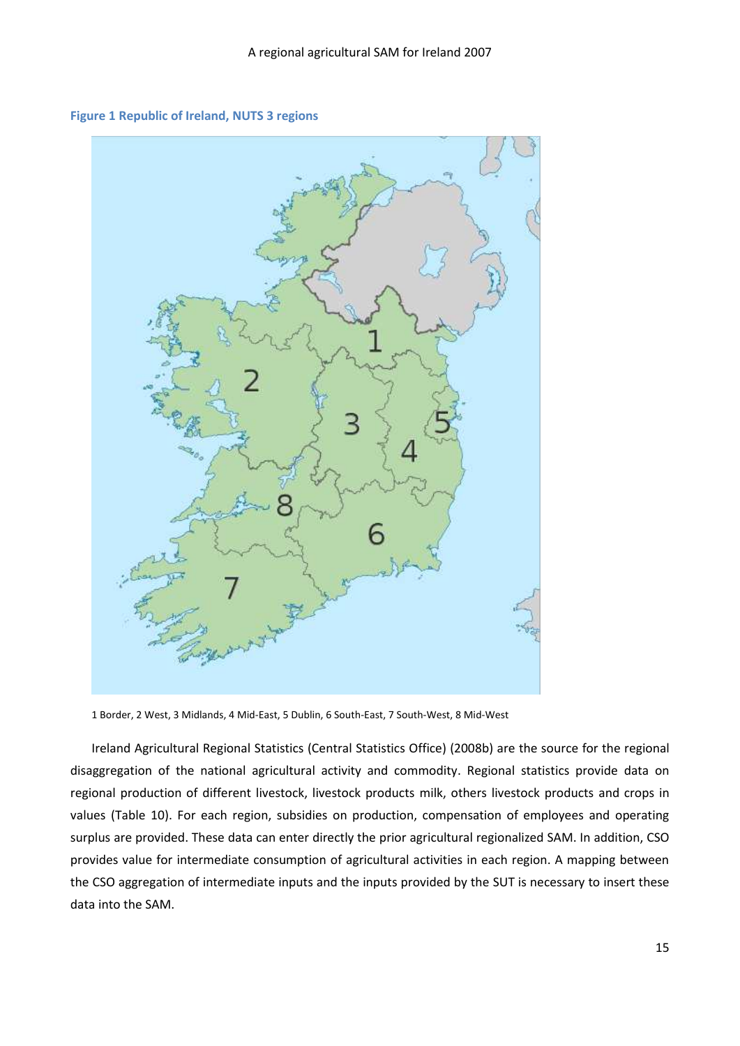**Figure 1 Republic of Ireland, NUTS 3 regions**

1 Border, 2 West, 3 Midlands, 4 Mid-East, 5 Dublin, 6 South-East, 7 South-West, 8 Mid-West

Ireland Agricultural Regional Statistics (Central Statistics Office) (2008b) are the source for the regional disaggregation of the national agricultural activity and commodity. Regional statistics provide data on regional production of different livestock, livestock products milk, others livestock products and crops in values (Table 10). For each region, subsidies on production, compensation of employees and operating surplus are provided. These data can enter directly the prior agricultural regionalized SAM. In addition, CSO provides value for intermediate consumption of agricultural activities in each region. A mapping between the CSO aggregation of intermediate inputs and the inputs provided by the SUT is necessary to insert these data into the SAM.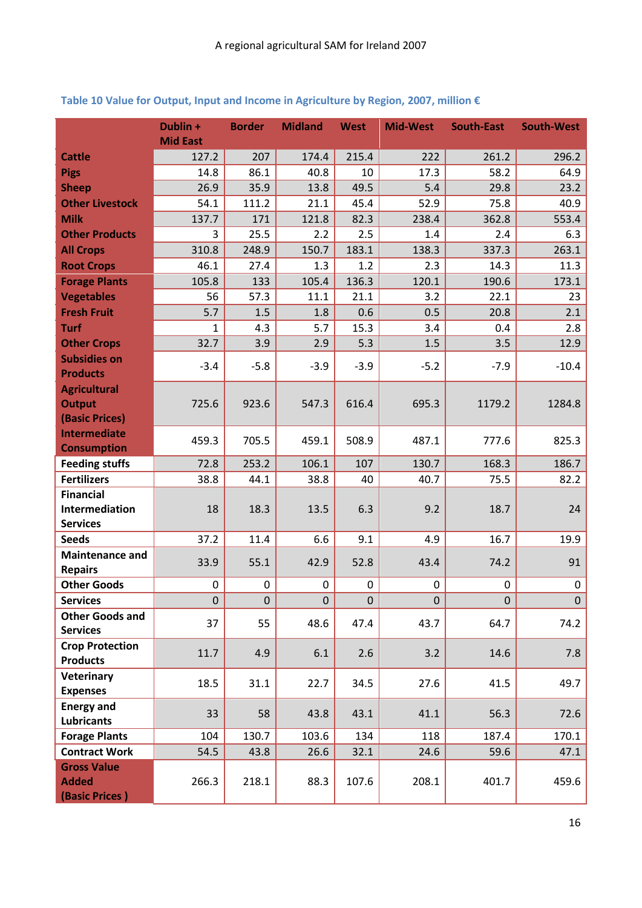### Table 10 Value for Output, Input and Income in Agriculture by Region, 2007, million €

| | Dublin + Mid East | Border | Midland | West | Mid-West | South-East | South-West |
|---|---|---|---|---|---|---|---|
| **Cattle** | 127.2 | 207 | 174.4 | 215.4 | 222 | 261.2 | 296.2 |
| **Pigs** | 14.8 | 86.1 | 40.8 | 10 | 17.3 | 58.2 | 64.9 |
| **Sheep** | 26.9 | 35.9 | 13.8 | 49.5 | 5.4 | 29.8 | 23.2 |
| **Other Livestock** | 54.1 | 111.2 | 21.1 | 45.4 | 52.9 | 75.8 | 40.9 |
| **Milk** | 137.7 | 171 | 121.8 | 82.3 | 238.4 | 362.8 | 553.4 |
| **Other Products** | 3 | 25.5 | 2.2 | 2.5 | 1.4 | 2.4 | 6.3 |
| **All Crops** | 310.8 | 248.9 | 150.7 | 183.1 | 138.3 | 337.3 | 263.1 |
| **Root Crops** | 46.1 | 27.4 | 1.3 | 1.2 | 2.3 | 14.3 | 11.3 |
| **Forage Plants** | 105.8 | 133 | 105.4 | 136.3 | 120.1 | 190.6 | 173.1 |
| **Vegetables** | 56 | 57.3 | 11.1 | 21.1 | 3.2 | 22.1 | 23 |
| **Fresh Fruit** | 5.7 | 1.5 | 1.8 | 0.6 | 0.5 | 20.8 | 2.1 |
| **Turf** | 1 | 4.3 | 5.7 | 15.3 | 3.4 | 0.4 | 2.8 |
| **Other Crops** | 32.7 | 3.9 | 2.9 | 5.3 | 1.5 | 3.5 | 12.9 |
| **Subsidies on Products** | -3.4 | -5.8 | -3.9 | -3.9 | -5.2 | -7.9 | -10.4 |
| **Agricultural Output (Basic Prices)** | 725.6 | 923.6 | 547.3 | 616.4 | 695.3 | 1179.2 | 1284.8 |
| **Intermediate Consumption** | 459.3 | 705.5 | 459.1 | 508.9 | 487.1 | 777.6 | 825.3 |
| **Feeding stuffs** | 72.8 | 253.2 | 106.1 | 107 | 130.7 | 168.3 | 186.7 |
| **Fertilizers** | 38.8 | 44.1 | 38.8 | 40 | 40.7 | 75.5 | 82.2 |
| **Financial Intermediation Services** | 18 | 18.3 | 13.5 | 6.3 | 9.2 | 18.7 | 24 |
| **Seeds** | 37.2 | 11.4 | 6.6 | 9.1 | 4.9 | 16.7 | 19.9 |
| **Maintenance and Repairs** | 33.9 | 55.1 | 42.9 | 52.8 | 43.4 | 74.2 | 91 |
| **Other Goods** | 0 | 0 | 0 | 0 | 0 | 0 | 0 |
| **Services** | 0 | 0 | 0 | 0 | 0 | 0 | 0 |
| **Other Goods and Services** | 37 | 55 | 48.6 | 47.4 | 43.7 | 64.7 | 74.2 |
| **Crop Protection Products** | 11.7 | 4.9 | 6.1 | 2.6 | 3.2 | 14.6 | 7.8 |
| **Veterinary Expenses** | 18.5 | 31.1 | 22.7 | 34.5 | 27.6 | 41.5 | 49.7 |
| **Energy and Lubricants** | 33 | 58 | 43.8 | 43.1 | 41.1 | 56.3 | 72.6 |
| **Forage Plants** | 104 | 130.7 | 103.6 | 134 | 118 | 187.4 | 170.1 |
| **Contract Work** | 54.5 | 43.8 | 26.6 | 32.1 | 24.6 | 59.6 | 47.1 |
| **Gross Value Added (Basic Prices )** | 266.3 | 218.1 | 88.3 | 107.6 | 208.1 | 401.7 | 459.6 |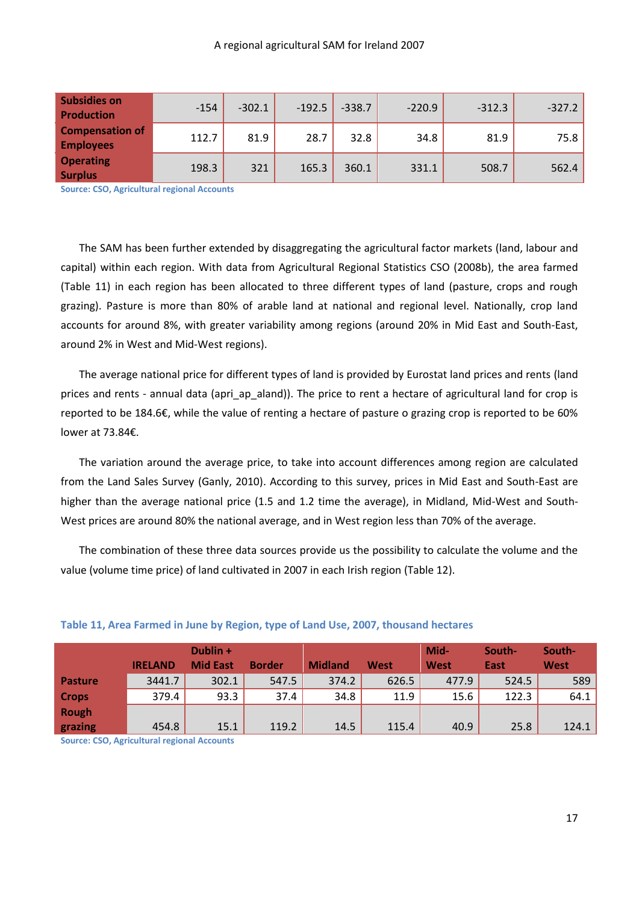| Subsidies on Production | -154 | -302.1 | -192.5 | -338.7 | -220.9 | -312.3 | -327.2 |
|---|---|---|---|---|---|---|---|
| Compensation of Employees | 112.7 | 81.9 | 28.7 | 32.8 | 34.8 | 81.9 | 75.8 |
| Operating Surplus | 198.3 | 321 | 165.3 | 360.1 | 331.1 | 508.7 | 562.4 |

Source: CSO, Agricultural regional Accounts

The SAM has been further extended by disaggregating the agricultural factor markets (land, labour and capital) within each region. With data from Agricultural Regional Statistics CSO (2008b), the area farmed (Table 11) in each region has been allocated to three different types of land (pasture, crops and rough grazing). Pasture is more than 80% of arable land at national and regional level. Nationally, crop land accounts for around 8%, with greater variability among regions (around 20% in Mid East and South-East, around 2% in West and Mid-West regions).

The average national price for different types of land is provided by Eurostat land prices and rents (land prices and rents - annual data (apri_ap_aland)). The price to rent a hectare of agricultural land for crop is reported to be 184.6€, while the value of renting a hectare of pasture o grazing crop is reported to be 60% lower at 73.84€.

The variation around the average price, to take into account differences among region are calculated from the Land Sales Survey (Ganly, 2010). According to this survey, prices in Mid East and South-East are higher than the average national price (1.5 and 1.2 time the average), in Midland, Mid-West and South-West prices are around 80% the national average, and in West region less than 70% of the average.

The combination of these three data sources provide us the possibility to calculate the volume and the value (volume time price) of land cultivated in 2007 in each Irish region (Table 12).

**Table 11, Area Farmed in June by Region, type of Land Use, 2007, thousand hectares**

| | IRELAND | Dublin + Mid East | Border | Midland | West | Mid-West | South-East | South-West |
|---|---|---|---|---|---|---|---|---|
| Pasture | 3441.7 | 302.1 | 547.5 | 374.2 | 626.5 | 477.9 | 524.5 | 589 |
| Crops | 379.4 | 93.3 | 37.4 | 34.8 | 11.9 | 15.6 | 122.3 | 64.1 |
| Rough grazing | 454.8 | 15.1 | 119.2 | 14.5 | 115.4 | 40.9 | 25.8 | 124.1 |

Source: CSO, Agricultural regional Accounts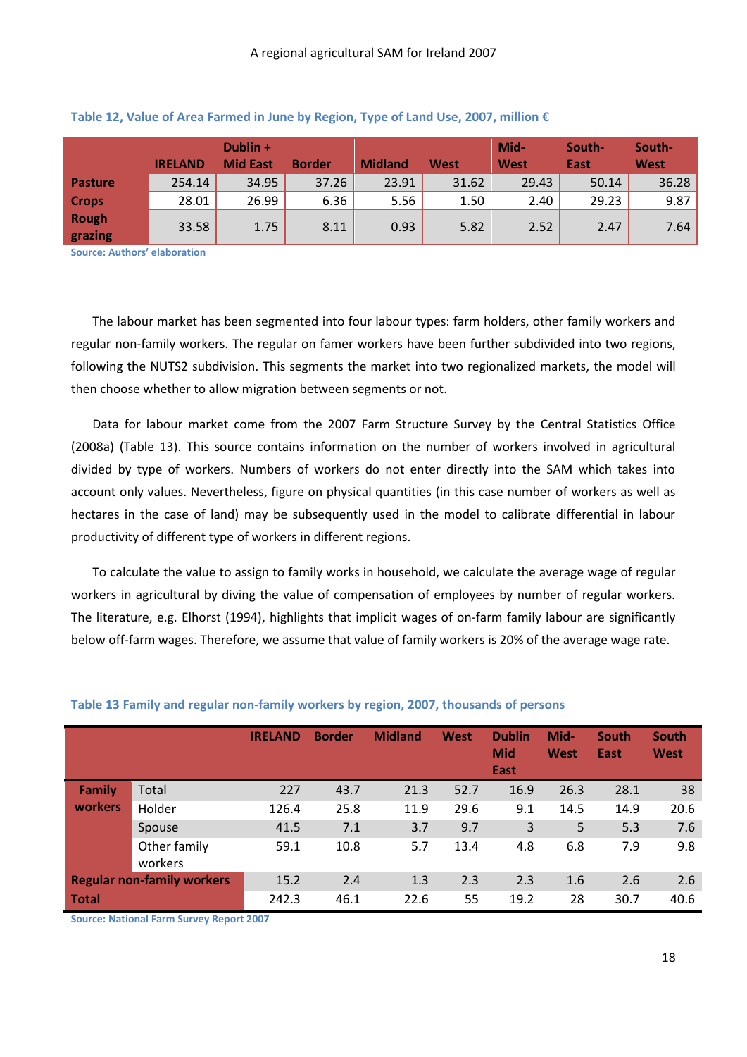**Table 12, Value of Area Farmed in June by Region, Type of Land Use, 2007, million €**

| | IRELAND | Dublin + Mid East | Border | Midland | West | Mid-West | South-East | South-West |
|---|---|---|---|---|---|---|---|---|
| **Pasture** | 254.14 | 34.95 | 37.26 | 23.91 | 31.62 | 29.43 | 50.14 | 36.28 |
| **Crops** | 28.01 | 26.99 | 6.36 | 5.56 | 1.50 | 2.40 | 29.23 | 9.87 |
| **Rough grazing** | 33.58 | 1.75 | 8.11 | 0.93 | 5.82 | 2.52 | 2.47 | 7.64 |

Source: Authors' elaboration

The labour market has been segmented into four labour types: farm holders, other family workers and regular non-family workers. The regular on famer workers have been further subdivided into two regions, following the NUTS2 subdivision. This segments the market into two regionalized markets, the model will then choose whether to allow migration between segments or not.

Data for labour market come from the 2007 Farm Structure Survey by the Central Statistics Office (2008a) (Table 13). This source contains information on the number of workers involved in agricultural divided by type of workers. Numbers of workers do not enter directly into the SAM which takes into account only values. Nevertheless, figure on physical quantities (in this case number of workers as well as hectares in the case of land) may be subsequently used in the model to calibrate differential in labour productivity of different type of workers in different regions.

To calculate the value to assign to family works in household, we calculate the average wage of regular workers in agricultural by diving the value of compensation of employees by number of regular workers. The literature, e.g. Elhorst (1994), highlights that implicit wages of on-farm family labour are significantly below off-farm wages. Therefore, we assume that value of family workers is 20% of the average wage rate.

**Table 13 Family and regular non-family workers by region, 2007, thousands of persons**

| | | IRELAND | Border | Midland | West | Dublin Mid East | Mid-West | South East | South West |
|---|---|---|---|---|---|---|---|---|---|
| **Family workers** | Total | 227 | 43.7 | 21.3 | 52.7 | 16.9 | 26.3 | 28.1 | 38 |
| | Holder | 126.4 | 25.8 | 11.9 | 29.6 | 9.1 | 14.5 | 14.9 | 20.6 |
| | Spouse | 41.5 | 7.1 | 3.7 | 9.7 | 3 | 5 | 5.3 | 7.6 |
| | Other family workers | 59.1 | 10.8 | 5.7 | 13.4 | 4.8 | 6.8 | 7.9 | 9.8 |
| **Regular non-family workers** | | 15.2 | 2.4 | 1.3 | 2.3 | 2.3 | 1.6 | 2.6 | 2.6 |
| **Total** | | 242.3 | 46.1 | 22.6 | 55 | 19.2 | 28 | 30.7 | 40.6 |

Source: National Farm Survey Report 2007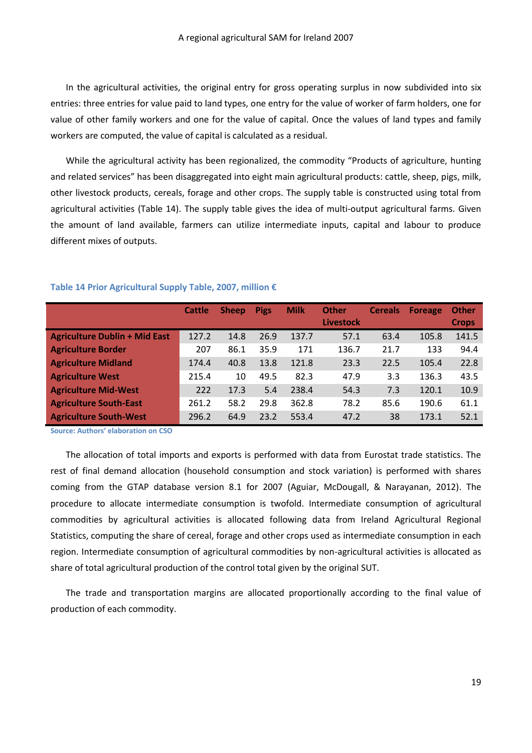In the agricultural activities, the original entry for gross operating surplus in now subdivided into six entries: three entries for value paid to land types, one entry for the value of worker of farm holders, one for value of other family workers and one for the value of capital. Once the values of land types and family workers are computed, the value of capital is calculated as a residual.

While the agricultural activity has been regionalized, the commodity "Products of agriculture, hunting and related services" has been disaggregated into eight main agricultural products: cattle, sheep, pigs, milk, other livestock products, cereals, forage and other crops. The supply table is constructed using total from agricultural activities (Table 14). The supply table gives the idea of multi-output agricultural farms. Given the amount of land available, farmers can utilize intermediate inputs, capital and labour to produce different mixes of outputs.

**Table 14 Prior Agricultural Supply Table, 2007, million €**

| | Cattle | Sheep | Pigs | Milk | Other Livestock | Cereals | Foreage | Other Crops |
|---|---|---|---|---|---|---|---|---|
| **Agriculture Dublin + Mid East** | 127.2 | 14.8 | 26.9 | 137.7 | 57.1 | 63.4 | 105.8 | 141.5 |
| **Agriculture Border** | 207 | 86.1 | 35.9 | 171 | 136.7 | 21.7 | 133 | 94.4 |
| **Agriculture Midland** | 174.4 | 40.8 | 13.8 | 121.8 | 23.3 | 22.5 | 105.4 | 22.8 |
| **Agriculture West** | 215.4 | 10 | 49.5 | 82.3 | 47.9 | 3.3 | 136.3 | 43.5 |
| **Agriculture Mid-West** | 222 | 17.3 | 5.4 | 238.4 | 54.3 | 7.3 | 120.1 | 10.9 |
| **Agriculture South-East** | 261.2 | 58.2 | 29.8 | 362.8 | 78.2 | 85.6 | 190.6 | 61.1 |
| **Agriculture South-West** | 296.2 | 64.9 | 23.2 | 553.4 | 47.2 | 38 | 173.1 | 52.1 |

Source: Authors' elaboration on CSO

The allocation of total imports and exports is performed with data from Eurostat trade statistics. The rest of final demand allocation (household consumption and stock variation) is performed with shares coming from the GTAP database version 8.1 for 2007 (Aguiar, McDougall, & Narayanan, 2012). The procedure to allocate intermediate consumption is twofold. Intermediate consumption of agricultural commodities by agricultural activities is allocated following data from Ireland Agricultural Regional Statistics, computing the share of cereal, forage and other crops used as intermediate consumption in each region. Intermediate consumption of agricultural commodities by non-agricultural activities is allocated as share of total agricultural production of the control total given by the original SUT.

The trade and transportation margins are allocated proportionally according to the final value of production of each commodity.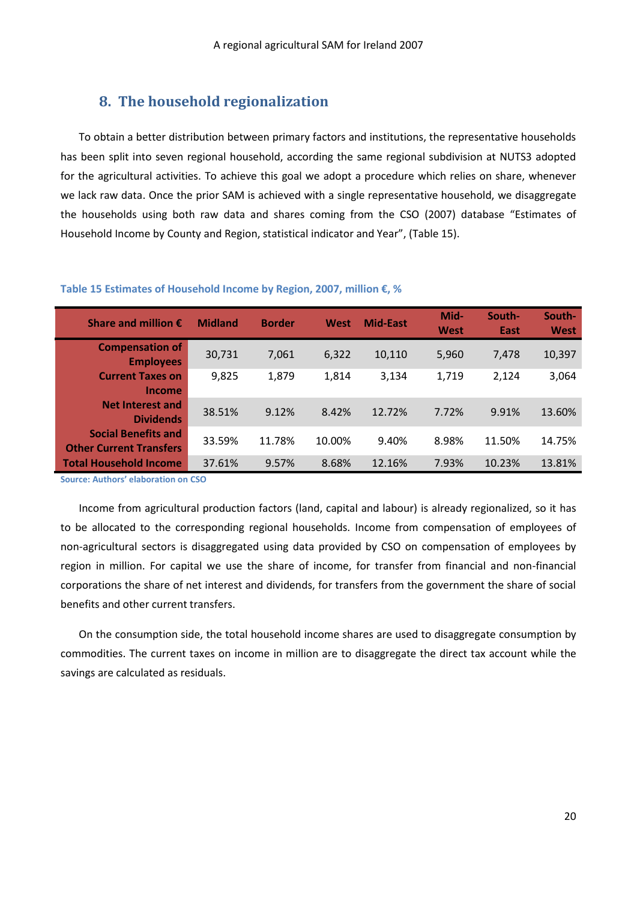## 8. The household regionalization

To obtain a better distribution between primary factors and institutions, the representative households has been split into seven regional household, according the same regional subdivision at NUTS3 adopted for the agricultural activities. To achieve this goal we adopt a procedure which relies on share, whenever we lack raw data. Once the prior SAM is achieved with a single representative household, we disaggregate the households using both raw data and shares coming from the CSO (2007) database "Estimates of Household Income by County and Region, statistical indicator and Year", (Table 15).

**Table 15 Estimates of Household Income by Region, 2007, million €, %**

| Share and million € | Midland | Border | West | Mid-East | Mid-West | South-East | South-West |
|---|---|---|---|---|---|---|---|
| **Compensation of Employees** | 30,731 | 7,061 | 6,322 | 10,110 | 5,960 | 7,478 | 10,397 |
| **Current Taxes on Income** | 9,825 | 1,879 | 1,814 | 3,134 | 1,719 | 2,124 | 3,064 |
| **Net Interest and Dividends** | 38.51% | 9.12% | 8.42% | 12.72% | 7.72% | 9.91% | 13.60% |
| **Social Benefits and Other Current Transfers** | 33.59% | 11.78% | 10.00% | 9.40% | 8.98% | 11.50% | 14.75% |
| **Total Household Income** | 37.61% | 9.57% | 8.68% | 12.16% | 7.93% | 10.23% | 13.81% |

**Source: Authors' elaboration on CSO**

Income from agricultural production factors (land, capital and labour) is already regionalized, so it has to be allocated to the corresponding regional households. Income from compensation of employees of non-agricultural sectors is disaggregated using data provided by CSO on compensation of employees by region in million. For capital we use the share of income, for transfer from financial and non-financial corporations the share of net interest and dividends, for transfers from the government the share of social benefits and other current transfers.

On the consumption side, the total household income shares are used to disaggregate consumption by commodities. The current taxes on income in million are to disaggregate the direct tax account while the savings are calculated as residuals.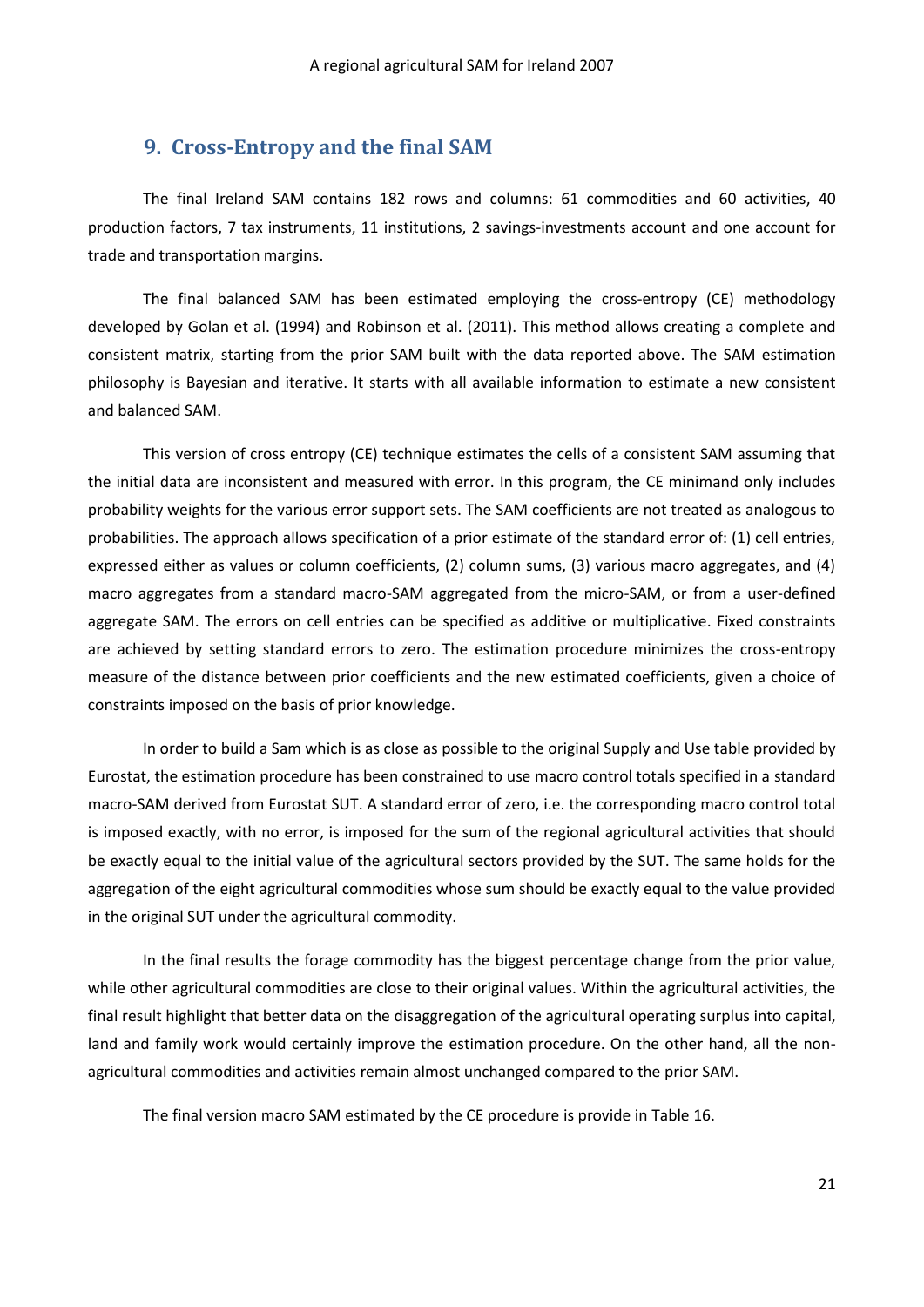## 9. Cross-Entropy and the final SAM

The final Ireland SAM contains 182 rows and columns: 61 commodities and 60 activities, 40 production factors, 7 tax instruments, 11 institutions, 2 savings-investments account and one account for trade and transportation margins.

The final balanced SAM has been estimated employing the cross-entropy (CE) methodology developed by Golan et al. (1994) and Robinson et al. (2011). This method allows creating a complete and consistent matrix, starting from the prior SAM built with the data reported above. The SAM estimation philosophy is Bayesian and iterative. It starts with all available information to estimate a new consistent and balanced SAM.

This version of cross entropy (CE) technique estimates the cells of a consistent SAM assuming that the initial data are inconsistent and measured with error. In this program, the CE minimand only includes probability weights for the various error support sets. The SAM coefficients are not treated as analogous to probabilities. The approach allows specification of a prior estimate of the standard error of: (1) cell entries, expressed either as values or column coefficients, (2) column sums, (3) various macro aggregates, and (4) macro aggregates from a standard macro-SAM aggregated from the micro-SAM, or from a user-defined aggregate SAM. The errors on cell entries can be specified as additive or multiplicative. Fixed constraints are achieved by setting standard errors to zero. The estimation procedure minimizes the cross-entropy measure of the distance between prior coefficients and the new estimated coefficients, given a choice of constraints imposed on the basis of prior knowledge.

In order to build a Sam which is as close as possible to the original Supply and Use table provided by Eurostat, the estimation procedure has been constrained to use macro control totals specified in a standard macro-SAM derived from Eurostat SUT. A standard error of zero, i.e. the corresponding macro control total is imposed exactly, with no error, is imposed for the sum of the regional agricultural activities that should be exactly equal to the initial value of the agricultural sectors provided by the SUT. The same holds for the aggregation of the eight agricultural commodities whose sum should be exactly equal to the value provided in the original SUT under the agricultural commodity.

In the final results the forage commodity has the biggest percentage change from the prior value, while other agricultural commodities are close to their original values. Within the agricultural activities, the final result highlight that better data on the disaggregation of the agricultural operating surplus into capital, land and family work would certainly improve the estimation procedure. On the other hand, all the non-agricultural commodities and activities remain almost unchanged compared to the prior SAM.

The final version macro SAM estimated by the CE procedure is provide in Table 16.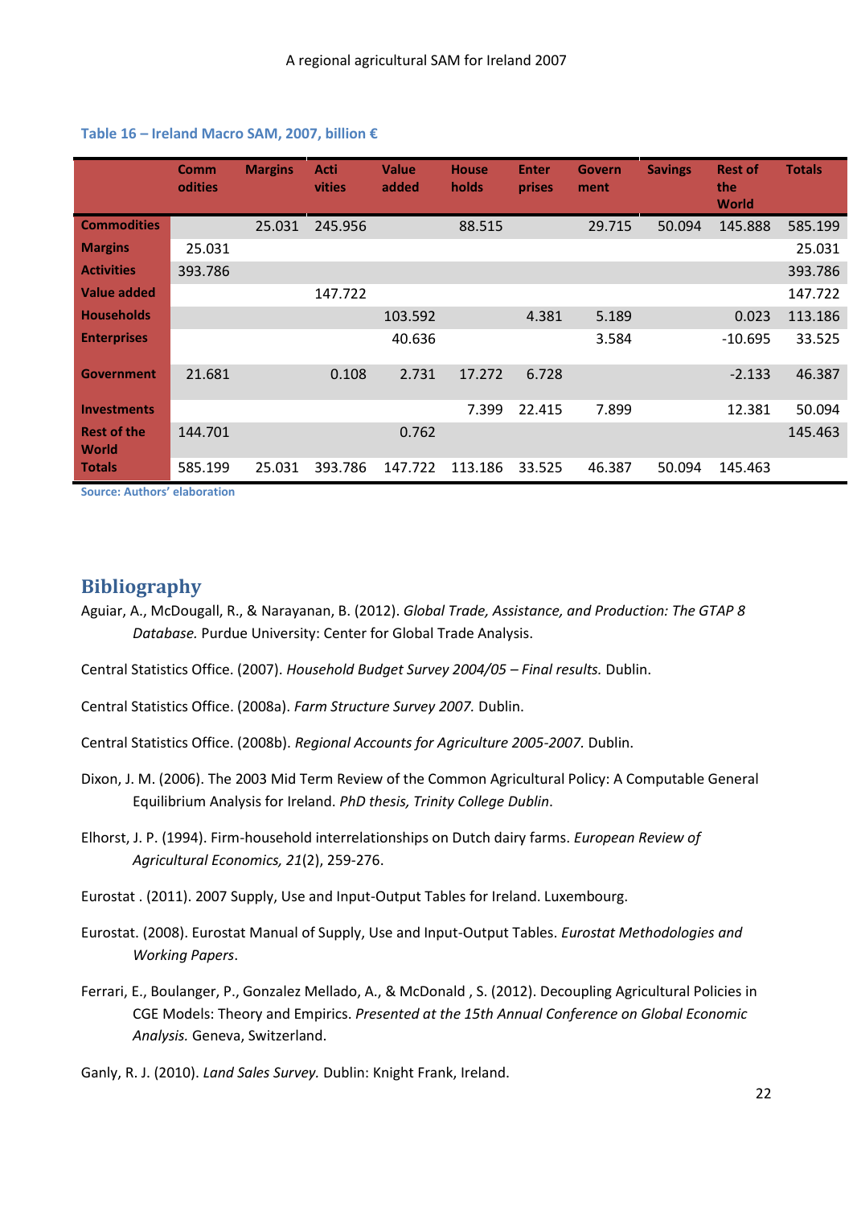**Table 16 – Ireland Macro SAM, 2007, billion €**

| | Commodities | Margins | Activities | Value added | Households | Enterprises | Government | Savings | Rest of the World | Totals |
|---|---|---|---|---|---|---|---|---|---|---|
| **Commodities** | | 25.031 | 245.956 | | 88.515 | | 29.715 | 50.094 | 145.888 | 585.199 |
| **Margins** | 25.031 | | | | | | | | | 25.031 |
| **Activities** | 393.786 | | | | | | | | | 393.786 |
| **Value added** | | | 147.722 | | | | | | | 147.722 |
| **Households** | | | | 103.592 | | 4.381 | 5.189 | | 0.023 | 113.186 |
| **Enterprises** | | | | 40.636 | | | 3.584 | | -10.695 | 33.525 |
| **Government** | 21.681 | | 0.108 | 2.731 | 17.272 | 6.728 | | | -2.133 | 46.387 |
| **Investments** | | | | | 7.399 | 22.415 | 7.899 | | 12.381 | 50.094 |
| **Rest of the World** | 144.701 | | | 0.762 | | | | | | 145.463 |
| **Totals** | 585.199 | 25.031 | 393.786 | 147.722 | 113.186 | 33.525 | 46.387 | 50.094 | 145.463 | |

Source: Authors' elaboration

## Bibliography

Aguiar, A., McDougall, R., & Narayanan, B. (2012). *Global Trade, Assistance, and Production: The GTAP 8 Database.* Purdue University: Center for Global Trade Analysis.

Central Statistics Office. (2007). *Household Budget Survey 2004/05 – Final results.* Dublin.

Central Statistics Office. (2008a). *Farm Structure Survey 2007.* Dublin.

Central Statistics Office. (2008b). *Regional Accounts for Agriculture 2005-2007.* Dublin.

Dixon, J. M. (2006). The 2003 Mid Term Review of the Common Agricultural Policy: A Computable General Equilibrium Analysis for Ireland. *PhD thesis, Trinity College Dublin*.

Elhorst, J. P. (1994). Firm-household interrelationships on Dutch dairy farms. *European Review of Agricultural Economics, 21*(2), 259-276.

Eurostat . (2011). 2007 Supply, Use and Input-Output Tables for Ireland. Luxembourg.

Eurostat. (2008). Eurostat Manual of Supply, Use and Input-Output Tables. *Eurostat Methodologies and Working Papers*.

Ferrari, E., Boulanger, P., Gonzalez Mellado, A., & McDonald , S. (2012). Decoupling Agricultural Policies in CGE Models: Theory and Empirics. *Presented at the 15th Annual Conference on Global Economic Analysis.* Geneva, Switzerland.

Ganly, R. J. (2010). *Land Sales Survey.* Dublin: Knight Frank, Ireland.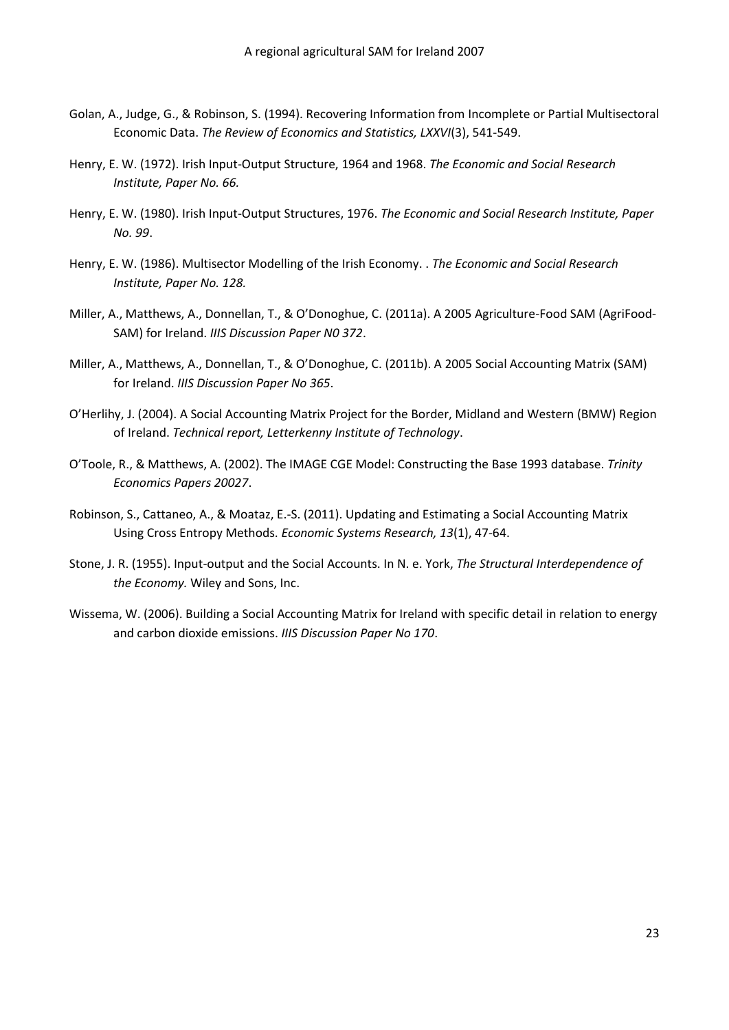Golan, A., Judge, G., & Robinson, S. (1994). Recovering Information from Incomplete or Partial Multisectoral Economic Data. *The Review of Economics and Statistics, LXXVI*(3), 541-549.

Henry, E. W. (1972). Irish Input-Output Structure, 1964 and 1968. *The Economic and Social Research Institute, Paper No. 66.*

Henry, E. W. (1980). Irish Input-Output Structures, 1976. *The Economic and Social Research Institute, Paper No. 99*.

Henry, E. W. (1986). Multisector Modelling of the Irish Economy. . *The Economic and Social Research Institute, Paper No. 128.*

Miller, A., Matthews, A., Donnellan, T., & O'Donoghue, C. (2011a). A 2005 Agriculture-Food SAM (AgriFood-SAM) for Ireland. *IIIS Discussion Paper N0 372*.

Miller, A., Matthews, A., Donnellan, T., & O'Donoghue, C. (2011b). A 2005 Social Accounting Matrix (SAM) for Ireland. *IIIS Discussion Paper No 365*.

O'Herlihy, J. (2004). A Social Accounting Matrix Project for the Border, Midland and Western (BMW) Region of Ireland. *Technical report, Letterkenny Institute of Technology*.

O'Toole, R., & Matthews, A. (2002). The IMAGE CGE Model: Constructing the Base 1993 database. *Trinity Economics Papers 20027*.

Robinson, S., Cattaneo, A., & Moataz, E.-S. (2011). Updating and Estimating a Social Accounting Matrix Using Cross Entropy Methods. *Economic Systems Research, 13*(1), 47-64.

Stone, J. R. (1955). Input-output and the Social Accounts. In N. e. York, *The Structural Interdependence of the Economy.* Wiley and Sons, Inc.

Wissema, W. (2006). Building a Social Accounting Matrix for Ireland with specific detail in relation to energy and carbon dioxide emissions. *IIIS Discussion Paper No 170*.